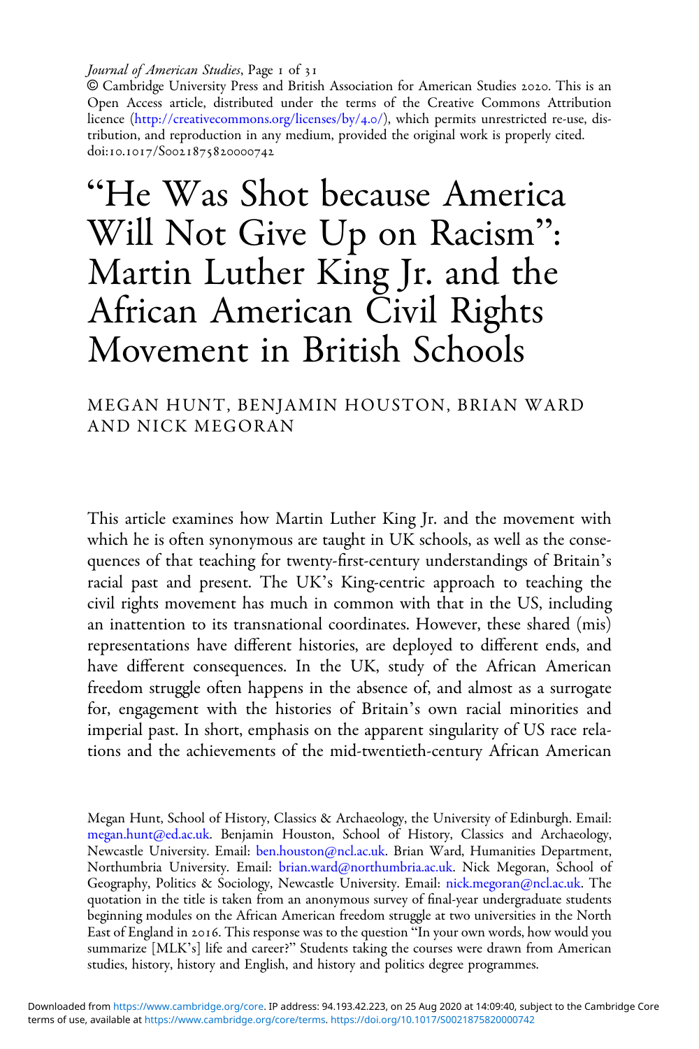# "He Was Shot because America Will Not Give Up on Racism": Martin Luther King Jr. and the African American Civil Rights Movement in British Schools

MEGAN HUNT, BENJAMIN HOUSTON, BRIAN WARD AND NICK MEGORAN

This article examines how Martin Luther King Jr. and the movement with which he is often synonymous are taught in UK schools, as well as the consequences of that teaching for twenty-first-century understandings of Britain's racial past and present. The UK's King-centric approach to teaching the civil rights movement has much in common with that in the US, including an inattention to its transnational coordinates. However, these shared (mis) representations have different histories, are deployed to different ends, and have different consequences. In the UK, study of the African American freedom struggle often happens in the absence of, and almost as a surrogate for, engagement with the histories of Britain's own racial minorities and imperial past. In short, emphasis on the apparent singularity of US race relations and the achievements of the mid-twentieth-century African American

Megan Hunt, School of History, Classics & Archaeology, the University of Edinburgh. Email: megan.hunt@ed.ac.uk. Benjamin Houston, School of History, Classics and Archaeology, Newcastle University. Email: ben.houston@ncl.ac.uk. Brian Ward, Humanities Department, Northumbria University. Email: brian.ward@northumbria.ac.uk. Nick Megoran, School of Geography, Politics & Sociology, Newcastle University. Email: nick.megoran@ncl.ac.uk. The quotation in the title is taken from an anonymous survey of final-year undergraduate students beginning modules on the African American freedom struggle at two universities in the North East of England in 2016. This response was to the question "In your own words, how would you summarize [MLK's] life and career?" Students taking the courses were drawn from American studies, history, history and English, and history and politics degree programmes.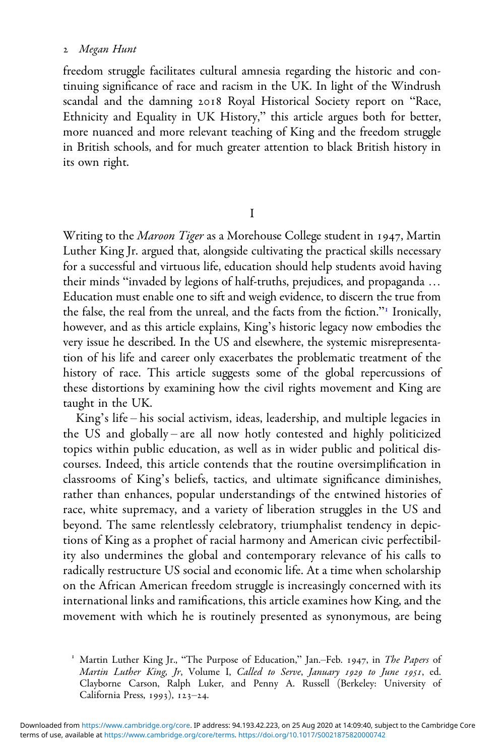freedom struggle facilitates cultural amnesia regarding the historic and continuing significance of race and racism in the UK. In light of the Windrush scandal and the damning 2018 Royal Historical Society report on "Race, Ethnicity and Equality in UK History," this article argues both for better, more nuanced and more relevant teaching of King and the freedom struggle in British schools, and for much greater attention to black British history in its own right.

## I

Writing to the *Maroon Tiger* as a Morehouse College student in 1947, Martin Luther King Jr. argued that, alongside cultivating the practical skills necessary for a successful and virtuous life, education should help students avoid having their minds "invaded by legions of half-truths, prejudices, and propaganda … Education must enable one to sift and weigh evidence, to discern the true from the false, the real from the unreal, and the facts from the fiction."[1] Ironically, however, and as this article explains, King's historic legacy now embodies the very issue he described. In the US and elsewhere, the systemic misrepresentation of his life and career only exacerbates the problematic treatment of the history of race. This article suggests some of the global repercussions of these distortions by examining how the civil rights movement and King are taught in the UK.

King's life – his social activism, ideas, leadership, and multiple legacies in the US and globally – are all now hotly contested and highly politicized topics within public education, as well as in wider public and political discourses. Indeed, this article contends that the routine oversimplification in classrooms of King's beliefs, tactics, and ultimate significance diminishes, rather than enhances, popular understandings of the entwined histories of race, white supremacy, and a variety of liberation struggles in the US and beyond. The same relentlessly celebratory, triumphalist tendency in depictions of King as a prophet of racial harmony and American civic perfectibility also undermines the global and contemporary relevance of his calls to radically restructure US social and economic life. At a time when scholarship on the African American freedom struggle is increasingly concerned with its international links and ramifications, this article examines how King, and the movement with which he is routinely presented as synonymous, are being

[1] Martin Luther King Jr., "The Purpose of Education," Jan.–Feb. 1947, in *The Papers of Martin Luther King, Jr*, Volume I, *Called to Serve, January 1929 to June 1951*, ed. Clayborne Carson, Ralph Luker, and Penny A. Russell (Berkeley: University of California Press, 1993), 123–24.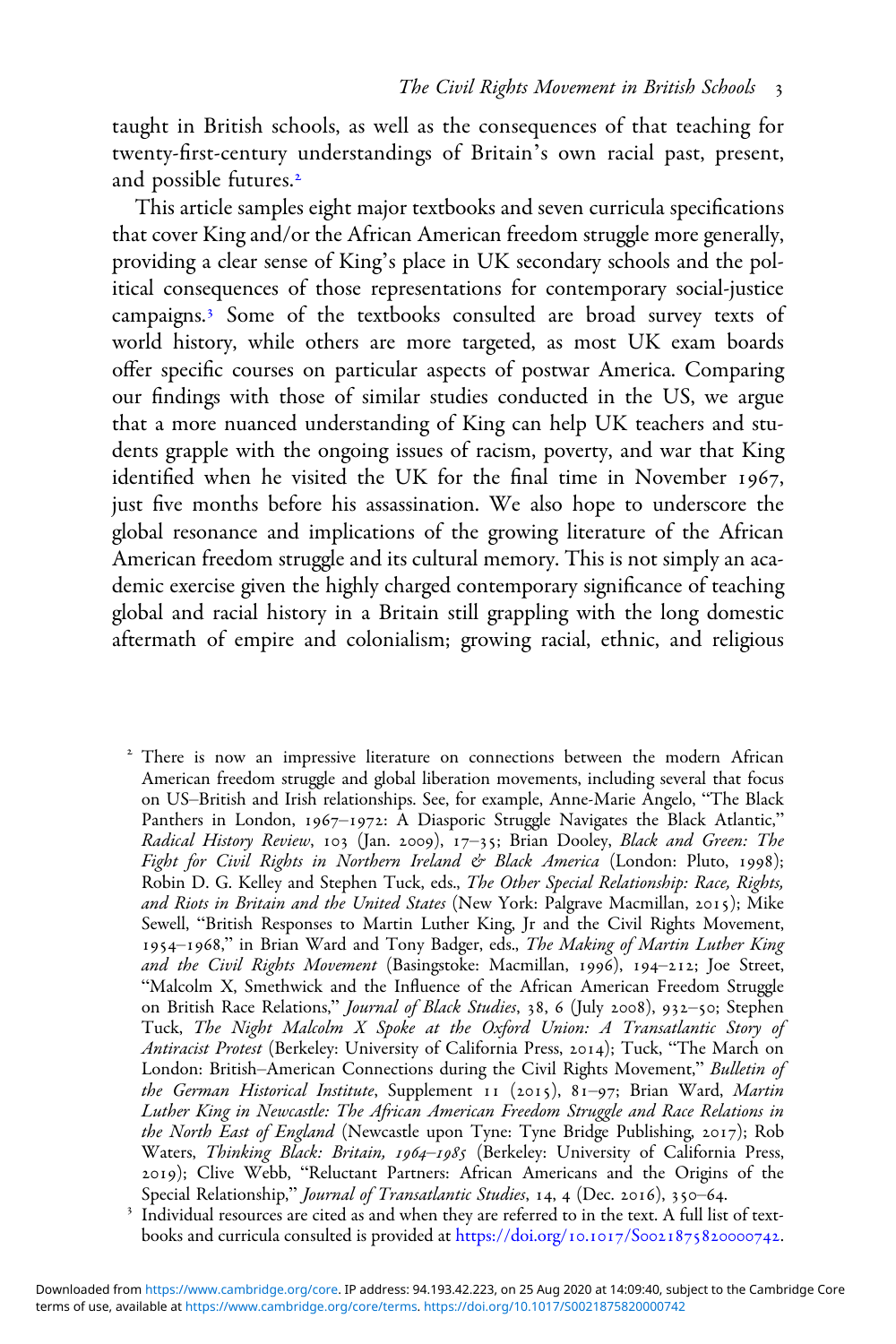taught in British schools, as well as the consequences of that teaching for twenty-first-century understandings of Britain's own racial past, present, and possible futures.[2]

This article samples eight major textbooks and seven curricula specifications that cover King and/or the African American freedom struggle more generally, providing a clear sense of King's place in UK secondary schools and the political consequences of those representations for contemporary social-justice campaigns.[3] Some of the textbooks consulted are broad survey texts of world history, while others are more targeted, as most UK exam boards offer specific courses on particular aspects of postwar America. Comparing our findings with those of similar studies conducted in the US, we argue that a more nuanced understanding of King can help UK teachers and students grapple with the ongoing issues of racism, poverty, and war that King identified when he visited the UK for the final time in November 1967, just five months before his assassination. We also hope to underscore the global resonance and implications of the growing literature of the African American freedom struggle and its cultural memory. This is not simply an academic exercise given the highly charged contemporary significance of teaching global and racial history in a Britain still grappling with the long domestic aftermath of empire and colonialism; growing racial, ethnic, and religious

[2] There is now an impressive literature on connections between the modern African American freedom struggle and global liberation movements, including several that focus on US–British and Irish relationships. See, for example, Anne-Marie Angelo, "The Black Panthers in London, 1967–1972: A Diasporic Struggle Navigates the Black Atlantic," *Radical History Review*, 103 (Jan. 2009), 17–35; Brian Dooley, *Black and Green: The Fight for Civil Rights in Northern Ireland & Black America* (London: Pluto, 1998); Robin D. G. Kelley and Stephen Tuck, eds., *The Other Special Relationship: Race, Rights, and Riots in Britain and the United States* (New York: Palgrave Macmillan, 2015); Mike Sewell, "British Responses to Martin Luther King, Jr and the Civil Rights Movement, 1954–1968," in Brian Ward and Tony Badger, eds., *The Making of Martin Luther King and the Civil Rights Movement* (Basingstoke: Macmillan, 1996), 194–212; Joe Street, "Malcolm X, Smethwick and the Influence of the African American Freedom Struggle on British Race Relations," *Journal of Black Studies*, 38, 6 (July 2008), 932–50; Stephen Tuck, *The Night Malcolm X Spoke at the Oxford Union: A Transatlantic Story of Antiracist Protest* (Berkeley: University of California Press, 2014); Tuck, "The March on London: British–American Connections during the Civil Rights Movement," *Bulletin of the German Historical Institute*, Supplement 11 (2015), 81–97; Brian Ward, *Martin Luther King in Newcastle: The African American Freedom Struggle and Race Relations in the North East of England* (Newcastle upon Tyne: Tyne Bridge Publishing, 2017); Rob Waters, *Thinking Black: Britain, 1964–1985* (Berkeley: University of California Press, 2019); Clive Webb, "Reluctant Partners: African Americans and the Origins of the Special Relationship," *Journal of Transatlantic Studies*, 14, 4 (Dec. 2016), 350–64.

[3] Individual resources are cited as and when they are referred to in the text. A full list of textbooks and curricula consulted is provided at https://doi.org/10.1017/S0021875820000742.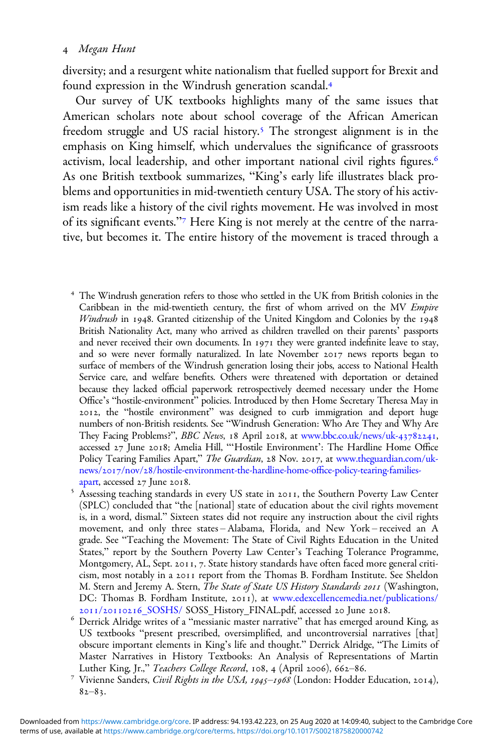diversity; and a resurgent white nationalism that fuelled support for Brexit and found expression in the Windrush generation scandal.[4]

Our survey of UK textbooks highlights many of the same issues that American scholars note about school coverage of the African American freedom struggle and US racial history.[5] The strongest alignment is in the emphasis on King himself, which undervalues the significance of grassroots activism, local leadership, and other important national civil rights figures.[6] As one British textbook summarizes, "King's early life illustrates black problems and opportunities in mid-twentieth century USA. The story of his activism reads like a history of the civil rights movement. He was involved in most of its significant events."[7] Here King is not merely at the centre of the narrative, but becomes it. The entire history of the movement is traced through a

[4] The Windrush generation refers to those who settled in the UK from British colonies in the Caribbean in the mid-twentieth century, the first of whom arrived on the MV *Empire Windrush* in 1948. Granted citizenship of the United Kingdom and Colonies by the 1948 British Nationality Act, many who arrived as children travelled on their parents' passports and never received their own documents. In 1971 they were granted indefinite leave to stay, and so were never formally naturalized. In late November 2017 news reports began to surface of members of the Windrush generation losing their jobs, access to National Health Service care, and welfare benefits. Others were threatened with deportation or detained because they lacked official paperwork retrospectively deemed necessary under the Home Office's "hostile-environment" policies. Introduced by then Home Secretary Theresa May in 2012, the "hostile environment" was designed to curb immigration and deport huge numbers of non-British residents. See "Windrush Generation: Who Are They and Why Are They Facing Problems?", *BBC News*, 18 April 2018, at www.bbc.co.uk/news/uk-43782241, accessed 27 June 2018; Amelia Hill, "'Hostile Environment': The Hardline Home Office Policy Tearing Families Apart," *The Guardian*, 28 Nov. 2017, at www.theguardian.com/uk-news/2017/nov/28/hostile-environment-the-hardline-home-office-policy-tearing-families-apart, accessed 27 June 2018.

[5] Assessing teaching standards in every US state in 2011, the Southern Poverty Law Center (SPLC) concluded that "the [national] state of education about the civil rights movement is, in a word, dismal." Sixteen states did not require any instruction about the civil rights movement, and only three states – Alabama, Florida, and New York – received an A grade. See "Teaching the Movement: The State of Civil Rights Education in the United States," report by the Southern Poverty Law Center's Teaching Tolerance Programme, Montgomery, AL, Sept. 2011, 7. State history standards have often faced more general criticism, most notably in a 2011 report from the Thomas B. Fordham Institute. See Sheldon M. Stern and Jeremy A. Stern, *The State of State US History Standards 2011* (Washington, DC: Thomas B. Fordham Institute, 2011), at www.edexcellencemedia.net/publications/2011/20110216_SOSHS/ SOSS_History_FINAL.pdf, accessed 20 June 2018.

[6] Derrick Alridge writes of a "messianic master narrative" that has emerged around King, as US textbooks "present prescribed, oversimplified, and uncontroversial narratives [that] obscure important elements in King's life and thought." Derrick Alridge, "The Limits of Master Narratives in History Textbooks: An Analysis of Representations of Martin Luther King, Jr.," *Teachers College Record*, 108, 4 (April 2006), 662–86.

[7] Vivienne Sanders, *Civil Rights in the USA, 1945–1968* (London: Hodder Education, 2014), 82–83.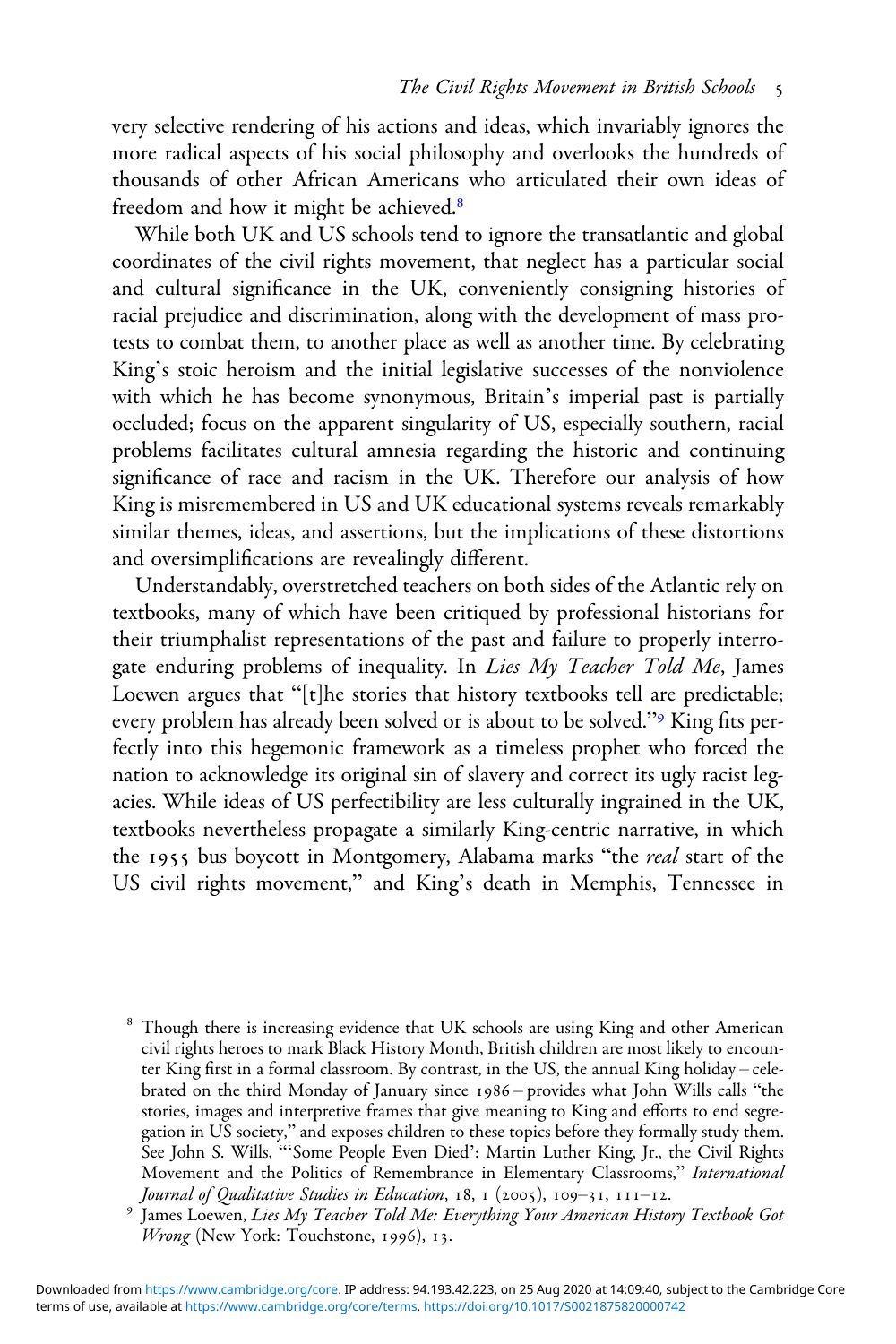very selective rendering of his actions and ideas, which invariably ignores the more radical aspects of his social philosophy and overlooks the hundreds of thousands of other African Americans who articulated their own ideas of freedom and how it might be achieved.[8]

While both UK and US schools tend to ignore the transatlantic and global coordinates of the civil rights movement, that neglect has a particular social and cultural significance in the UK, conveniently consigning histories of racial prejudice and discrimination, along with the development of mass protests to combat them, to another place as well as another time. By celebrating King's stoic heroism and the initial legislative successes of the nonviolence with which he has become synonymous, Britain's imperial past is partially occluded; focus on the apparent singularity of US, especially southern, racial problems facilitates cultural amnesia regarding the historic and continuing significance of race and racism in the UK. Therefore our analysis of how King is misremembered in US and UK educational systems reveals remarkably similar themes, ideas, and assertions, but the implications of these distortions and oversimplifications are revealingly different.

Understandably, overstretched teachers on both sides of the Atlantic rely on textbooks, many of which have been critiqued by professional historians for their triumphalist representations of the past and failure to properly interrogate enduring problems of inequality. In *Lies My Teacher Told Me*, James Loewen argues that "[t]he stories that history textbooks tell are predictable; every problem has already been solved or is about to be solved."[9] King fits perfectly into this hegemonic framework as a timeless prophet who forced the nation to acknowledge its original sin of slavery and correct its ugly racist legacies. While ideas of US perfectibility are less culturally ingrained in the UK, textbooks nevertheless propagate a similarly King-centric narrative, in which the 1955 bus boycott in Montgomery, Alabama marks "the *real* start of the US civil rights movement," and King's death in Memphis, Tennessee in

[8] Though there is increasing evidence that UK schools are using King and other American civil rights heroes to mark Black History Month, British children are most likely to encounter King first in a formal classroom. By contrast, in the US, the annual King holiday – celebrated on the third Monday of January since 1986 – provides what John Wills calls "the stories, images and interpretive frames that give meaning to King and efforts to end segregation in US society," and exposes children to these topics before they formally study them. See John S. Wills, "'Some People Even Died': Martin Luther King, Jr., the Civil Rights Movement and the Politics of Remembrance in Elementary Classrooms," *International Journal of Qualitative Studies in Education*, 18, 1 (2005), 109–31, 111–12.

[9] James Loewen, *Lies My Teacher Told Me: Everything Your American History Textbook Got Wrong* (New York: Touchstone, 1996), 13.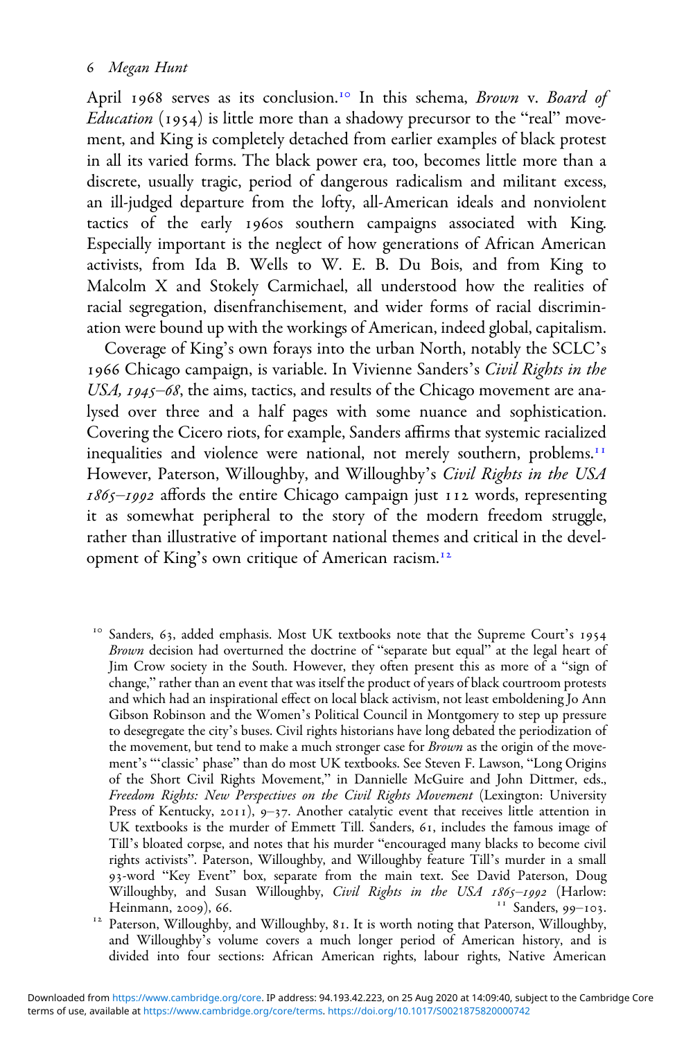April 1968 serves as its conclusion.[10] In this schema, *Brown* v. *Board of Education* (1954) is little more than a shadowy precursor to the "real" movement, and King is completely detached from earlier examples of black protest in all its varied forms. The black power era, too, becomes little more than a discrete, usually tragic, period of dangerous radicalism and militant excess, an ill-judged departure from the lofty, all-American ideals and nonviolent tactics of the early 1960s southern campaigns associated with King. Especially important is the neglect of how generations of African American activists, from Ida B. Wells to W. E. B. Du Bois, and from King to Malcolm X and Stokely Carmichael, all understood how the realities of racial segregation, disenfranchisement, and wider forms of racial discrimination were bound up with the workings of American, indeed global, capitalism.

Coverage of King's own forays into the urban North, notably the SCLC's 1966 Chicago campaign, is variable. In Vivienne Sanders's *Civil Rights in the USA, 1945–68*, the aims, tactics, and results of the Chicago movement are analysed over three and a half pages with some nuance and sophistication. Covering the Cicero riots, for example, Sanders affirms that systemic racialized inequalities and violence were national, not merely southern, problems.[11] However, Paterson, Willoughby, and Willoughby's *Civil Rights in the USA 1865–1992* affords the entire Chicago campaign just 112 words, representing it as somewhat peripheral to the story of the modern freedom struggle, rather than illustrative of important national themes and critical in the development of King's own critique of American racism.[12]

[10] Sanders, 63, added emphasis. Most UK textbooks note that the Supreme Court's 1954 *Brown* decision had overturned the doctrine of "separate but equal" at the legal heart of Jim Crow society in the South. However, they often present this as more of a "sign of change," rather than an event that was itself the product of years of black courtroom protests and which had an inspirational effect on local black activism, not least emboldening Jo Ann Gibson Robinson and the Women's Political Council in Montgomery to step up pressure to desegregate the city's buses. Civil rights historians have long debated the periodization of the movement, but tend to make a much stronger case for *Brown* as the origin of the movement's "'classic' phase" than do most UK textbooks. See Steven F. Lawson, "Long Origins of the Short Civil Rights Movement," in Dannielle McGuire and John Dittmer, eds., *Freedom Rights: New Perspectives on the Civil Rights Movement* (Lexington: University Press of Kentucky, 2011), 9–37. Another catalytic event that receives little attention in UK textbooks is the murder of Emmett Till. Sanders, 61, includes the famous image of Till's bloated corpse, and notes that his murder "encouraged many blacks to become civil rights activists". Paterson, Willoughby, and Willoughby feature Till's murder in a small 93-word "Key Event" box, separate from the main text. See David Paterson, Doug Willoughby, and Susan Willoughby, *Civil Rights in the USA 1865–1992* (Harlow: Heinmann, 2009), 66.

[11] Sanders, 99–103.

[12] Paterson, Willoughby, and Willoughby, 81. It is worth noting that Paterson, Willoughby, and Willoughby's volume covers a much longer period of American history, and is divided into four sections: African American rights, labour rights, Native American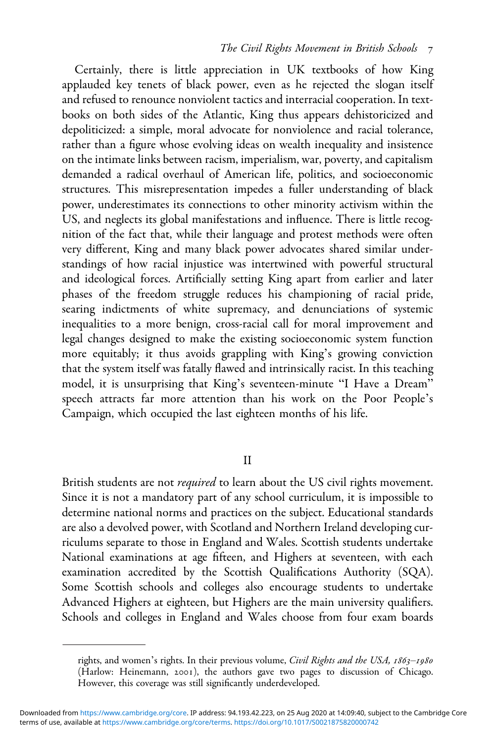Certainly, there is little appreciation in UK textbooks of how King applauded key tenets of black power, even as he rejected the slogan itself and refused to renounce nonviolent tactics and interracial cooperation. In textbooks on both sides of the Atlantic, King thus appears dehistoricized and depoliticized: a simple, moral advocate for nonviolence and racial tolerance, rather than a figure whose evolving ideas on wealth inequality and insistence on the intimate links between racism, imperialism, war, poverty, and capitalism demanded a radical overhaul of American life, politics, and socioeconomic structures. This misrepresentation impedes a fuller understanding of black power, underestimates its connections to other minority activism within the US, and neglects its global manifestations and influence. There is little recognition of the fact that, while their language and protest methods were often very different, King and many black power advocates shared similar understandings of how racial injustice was intertwined with powerful structural and ideological forces. Artificially setting King apart from earlier and later phases of the freedom struggle reduces his championing of racial pride, searing indictments of white supremacy, and denunciations of systemic inequalities to a more benign, cross-racial call for moral improvement and legal changes designed to make the existing socioeconomic system function more equitably; it thus avoids grappling with King's growing conviction that the system itself was fatally flawed and intrinsically racist. In this teaching model, it is unsurprising that King's seventeen-minute "I Have a Dream" speech attracts far more attention than his work on the Poor People's Campaign, which occupied the last eighteen months of his life.

## II

British students are not *required* to learn about the US civil rights movement. Since it is not a mandatory part of any school curriculum, it is impossible to determine national norms and practices on the subject. Educational standards are also a devolved power, with Scotland and Northern Ireland developing curriculums separate to those in England and Wales. Scottish students undertake National examinations at age fifteen, and Highers at seventeen, with each examination accredited by the Scottish Qualifications Authority (SQA). Some Scottish schools and colleges also encourage students to undertake Advanced Highers at eighteen, but Highers are the main university qualifiers. Schools and colleges in England and Wales choose from four exam boards

---

rights, and women's rights. In their previous volume, *Civil Rights and the USA, 1863–1980* (Harlow: Heinemann, 2001), the authors gave two pages to discussion of Chicago. However, this coverage was still significantly underdeveloped.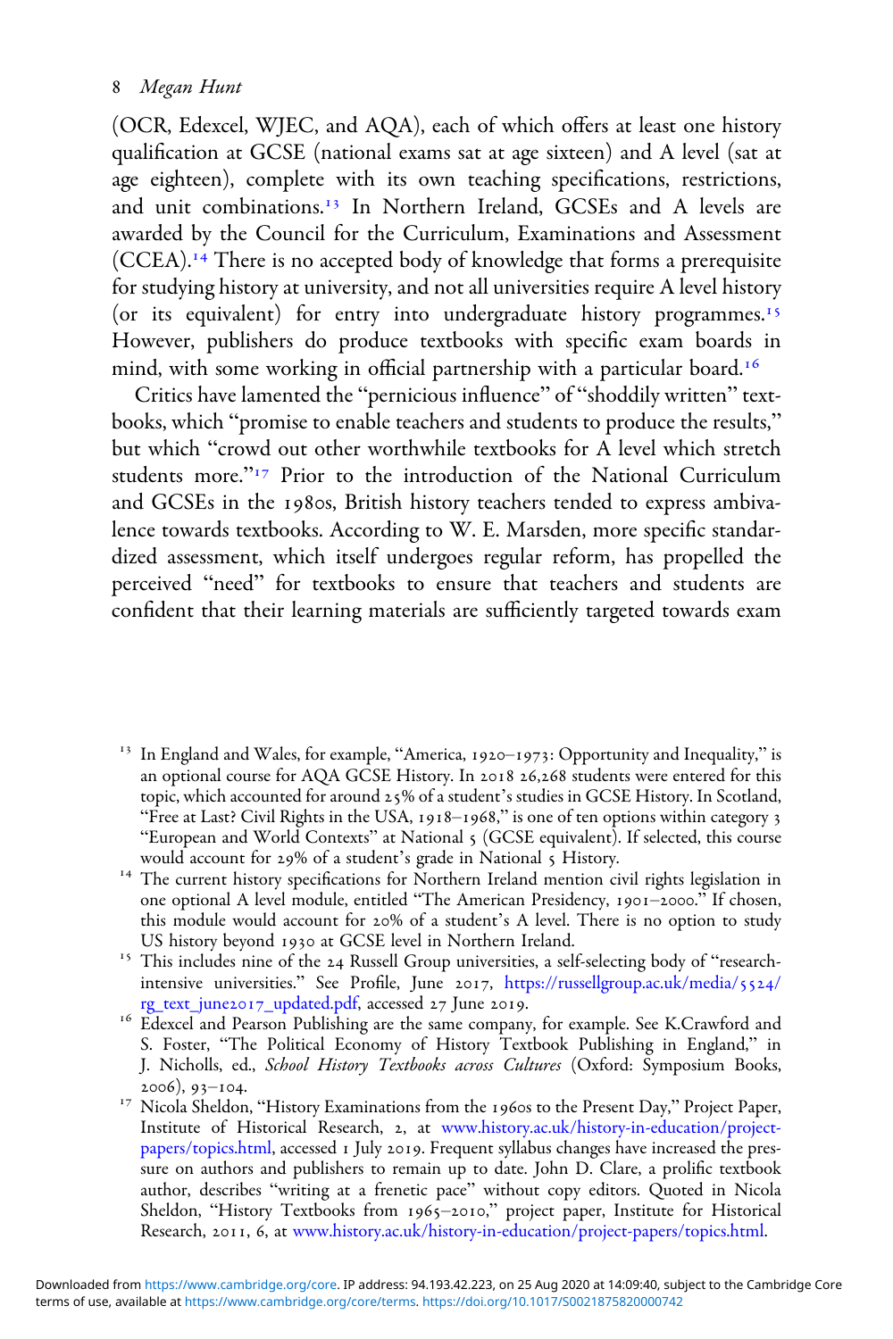(OCR, Edexcel, WJEC, and AQA), each of which offers at least one history qualification at GCSE (national exams sat at age sixteen) and A level (sat at age eighteen), complete with its own teaching specifications, restrictions, and unit combinations.[13] In Northern Ireland, GCSEs and A levels are awarded by the Council for the Curriculum, Examinations and Assessment (CCEA).[14] There is no accepted body of knowledge that forms a prerequisite for studying history at university, and not all universities require A level history (or its equivalent) for entry into undergraduate history programmes.[15] However, publishers do produce textbooks with specific exam boards in mind, with some working in official partnership with a particular board.[16]

Critics have lamented the "pernicious influence" of "shoddily written" textbooks, which "promise to enable teachers and students to produce the results," but which "crowd out other worthwhile textbooks for A level which stretch students more."[17] Prior to the introduction of the National Curriculum and GCSEs in the 1980s, British history teachers tended to express ambivalence towards textbooks. According to W. E. Marsden, more specific standardized assessment, which itself undergoes regular reform, has propelled the perceived "need" for textbooks to ensure that teachers and students are confident that their learning materials are sufficiently targeted towards exam

[13] In England and Wales, for example, "America, 1920–1973: Opportunity and Inequality," is an optional course for AQA GCSE History. In 2018 26,268 students were entered for this topic, which accounted for around 25% of a student's studies in GCSE History. In Scotland, "Free at Last? Civil Rights in the USA, 1918–1968," is one of ten options within category 3 "European and World Contexts" at National 5 (GCSE equivalent). If selected, this course would account for 29% of a student's grade in National 5 History.

[14] The current history specifications for Northern Ireland mention civil rights legislation in one optional A level module, entitled "The American Presidency, 1901–2000." If chosen, this module would account for 20% of a student's A level. There is no option to study US history beyond 1930 at GCSE level in Northern Ireland.

[15] This includes nine of the 24 Russell Group universities, a self-selecting body of "research-intensive universities." See Profile, June 2017, https://russellgroup.ac.uk/media/5524/rg_text_june2017_updated.pdf, accessed 27 June 2019.

[16] Edexcel and Pearson Publishing are the same company, for example. See K.Crawford and S. Foster, "The Political Economy of History Textbook Publishing in England," in J. Nicholls, ed., *School History Textbooks across Cultures* (Oxford: Symposium Books, 2006), 93–104.

[17] Nicola Sheldon, "History Examinations from the 1960s to the Present Day," Project Paper, Institute of Historical Research, 2, at www.history.ac.uk/history-in-education/project-papers/topics.html, accessed 1 July 2019. Frequent syllabus changes have increased the pressure on authors and publishers to remain up to date. John D. Clare, a prolific textbook author, describes "writing at a frenetic pace" without copy editors. Quoted in Nicola Sheldon, "History Textbooks from 1965–2010," project paper, Institute for Historical Research, 2011, 6, at www.history.ac.uk/history-in-education/project-papers/topics.html.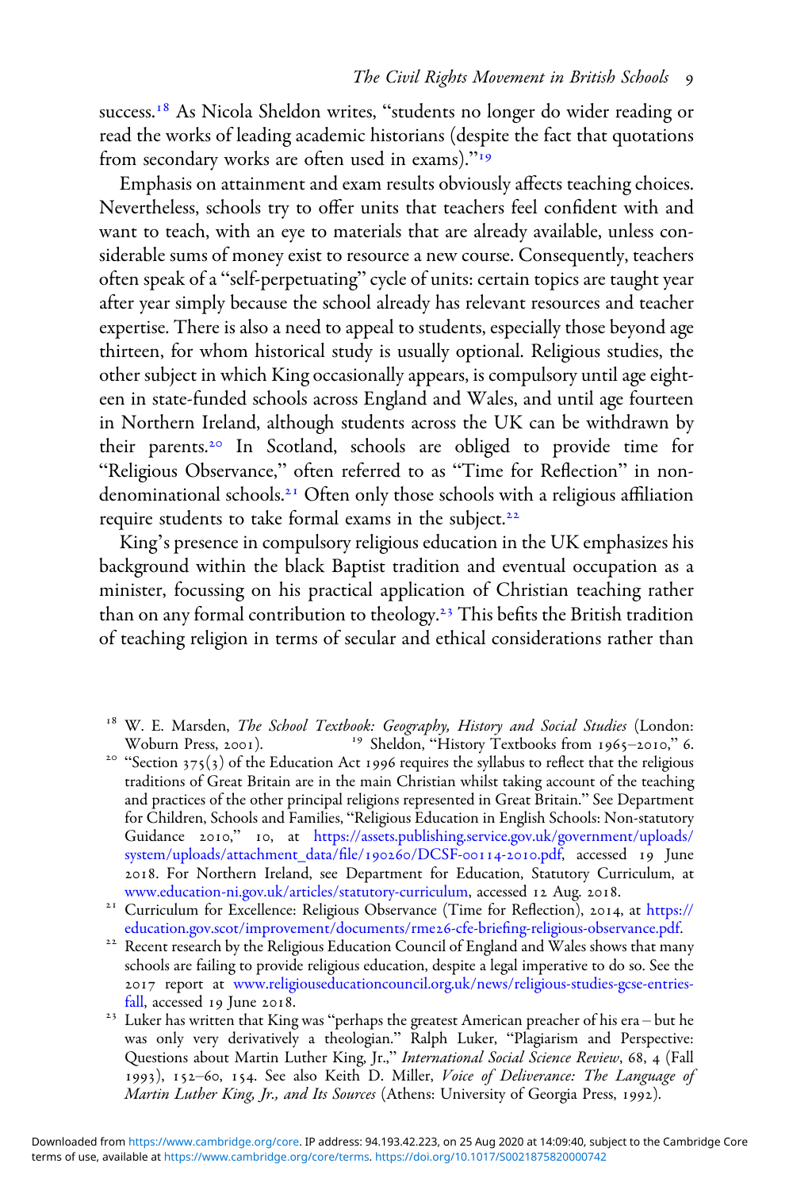success.[18] As Nicola Sheldon writes, "students no longer do wider reading or read the works of leading academic historians (despite the fact that quotations from secondary works are often used in exams)."[19]

Emphasis on attainment and exam results obviously affects teaching choices. Nevertheless, schools try to offer units that teachers feel confident with and want to teach, with an eye to materials that are already available, unless considerable sums of money exist to resource a new course. Consequently, teachers often speak of a "self-perpetuating" cycle of units: certain topics are taught year after year simply because the school already has relevant resources and teacher expertise. There is also a need to appeal to students, especially those beyond age thirteen, for whom historical study is usually optional. Religious studies, the other subject in which King occasionally appears, is compulsory until age eighteen in state-funded schools across England and Wales, and until age fourteen in Northern Ireland, although students across the UK can be withdrawn by their parents.[20] In Scotland, schools are obliged to provide time for "Religious Observance," often referred to as "Time for Reflection" in non-denominational schools.[21] Often only those schools with a religious affiliation require students to take formal exams in the subject.[22]

King's presence in compulsory religious education in the UK emphasizes his background within the black Baptist tradition and eventual occupation as a minister, focussing on his practical application of Christian teaching rather than on any formal contribution to theology.[23] This befits the British tradition of teaching religion in terms of secular and ethical considerations rather than

---

[18] W. E. Marsden, *The School Textbook: Geography, History and Social Studies* (London: Woburn Press, 2001).

[19] Sheldon, "History Textbooks from 1965–2010," 6.

[20] "Section 375(3) of the Education Act 1996 requires the syllabus to reflect that the religious traditions of Great Britain are in the main Christian whilst taking account of the teaching and practices of the other principal religions represented in Great Britain." See Department for Children, Schools and Families, "Religious Education in English Schools: Non-statutory Guidance 2010," 10, at https://assets.publishing.service.gov.uk/government/uploads/system/uploads/attachment_data/file/190260/DCSF-00114-2010.pdf, accessed 19 June 2018. For Northern Ireland, see Department for Education, Statutory Curriculum, at www.education-ni.gov.uk/articles/statutory-curriculum, accessed 12 Aug. 2018.

[21] Curriculum for Excellence: Religious Observance (Time for Reflection), 2014, at https://education.gov.scot/improvement/documents/rme26-cfe-briefing-religious-observance.pdf.

[22] Recent research by the Religious Education Council of England and Wales shows that many schools are failing to provide religious education, despite a legal imperative to do so. See the 2017 report at www.religiouseducationcouncil.org.uk/news/religious-studies-gcse-entries-fall, accessed 19 June 2018.

[23] Luker has written that King was "perhaps the greatest American preacher of his era – but he was only very derivatively a theologian." Ralph Luker, "Plagiarism and Perspective: Questions about Martin Luther King, Jr.," *International Social Science Review*, 68, 4 (Fall 1993), 152–60, 154. See also Keith D. Miller, *Voice of Deliverance: The Language of Martin Luther King, Jr., and Its Sources* (Athens: University of Georgia Press, 1992).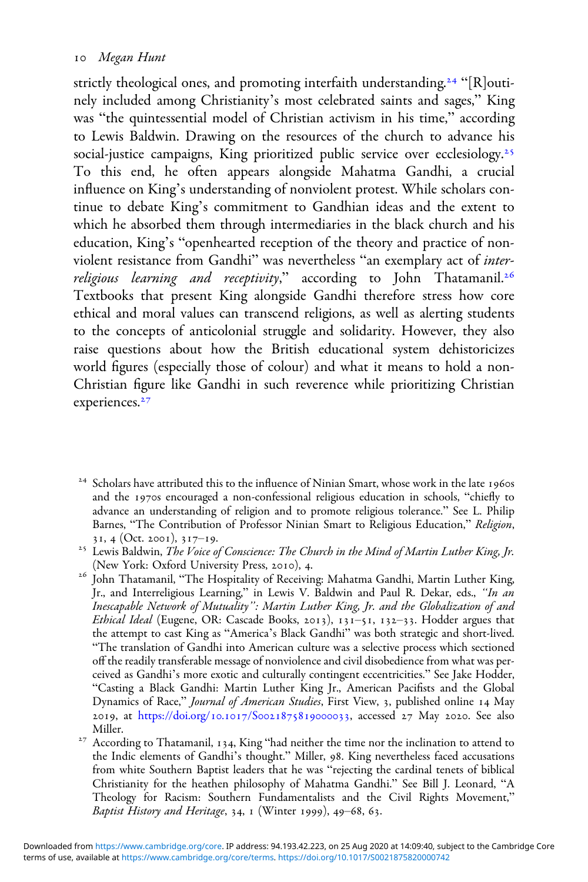strictly theological ones, and promoting interfaith understanding.[24] "[R]outinely included among Christianity's most celebrated saints and sages," King was "the quintessential model of Christian activism in his time," according to Lewis Baldwin. Drawing on the resources of the church to advance his social-justice campaigns, King prioritized public service over ecclesiology.[25] To this end, he often appears alongside Mahatma Gandhi, a crucial influence on King's understanding of nonviolent protest. While scholars continue to debate King's commitment to Gandhian ideas and the extent to which he absorbed them through intermediaries in the black church and his education, King's "openhearted reception of the theory and practice of nonviolent resistance from Gandhi" was nevertheless "an exemplary act of *interreligious learning and receptivity*," according to John Thatamanil.[26] Textbooks that present King alongside Gandhi therefore stress how core ethical and moral values can transcend religions, as well as alerting students to the concepts of anticolonial struggle and solidarity. However, they also raise questions about how the British educational system dehistoricizes world figures (especially those of colour) and what it means to hold a non-Christian figure like Gandhi in such reverence while prioritizing Christian experiences.[27]

[24] Scholars have attributed this to the influence of Ninian Smart, whose work in the late 1960s and the 1970s encouraged a non-confessional religious education in schools, "chiefly to advance an understanding of religion and to promote religious tolerance." See L. Philip Barnes, "The Contribution of Professor Ninian Smart to Religious Education," *Religion*, 31, 4 (Oct. 2001), 317–19.

[25] Lewis Baldwin, *The Voice of Conscience: The Church in the Mind of Martin Luther King, Jr.* (New York: Oxford University Press, 2010), 4.

[26] John Thatamanil, "The Hospitality of Receiving: Mahatma Gandhi, Martin Luther King, Jr., and Interreligious Learning," in Lewis V. Baldwin and Paul R. Dekar, eds., *"In an Inescapable Network of Mutuality": Martin Luther King, Jr. and the Globalization of and Ethical Ideal* (Eugene, OR: Cascade Books, 2013), 131–51, 132–33. Hodder argues that the attempt to cast King as "America's Black Gandhi" was both strategic and short-lived. "The translation of Gandhi into American culture was a selective process which sectioned off the readily transferable message of nonviolence and civil disobedience from what was perceived as Gandhi's more exotic and culturally contingent eccentricities." See Jake Hodder, "Casting a Black Gandhi: Martin Luther King Jr., American Pacifists and the Global Dynamics of Race," *Journal of American Studies*, First View, 3, published online 14 May 2019, at https://doi.org/10.1017/S0021875819000033, accessed 27 May 2020. See also Miller.

[27] According to Thatamanil, 134, King "had neither the time nor the inclination to attend to the Indic elements of Gandhi's thought." Miller, 98. King nevertheless faced accusations from white Southern Baptist leaders that he was "rejecting the cardinal tenets of biblical Christianity for the heathen philosophy of Mahatma Gandhi." See Bill J. Leonard, "A Theology for Racism: Southern Fundamentalists and the Civil Rights Movement," *Baptist History and Heritage*, 34, 1 (Winter 1999), 49–68, 63.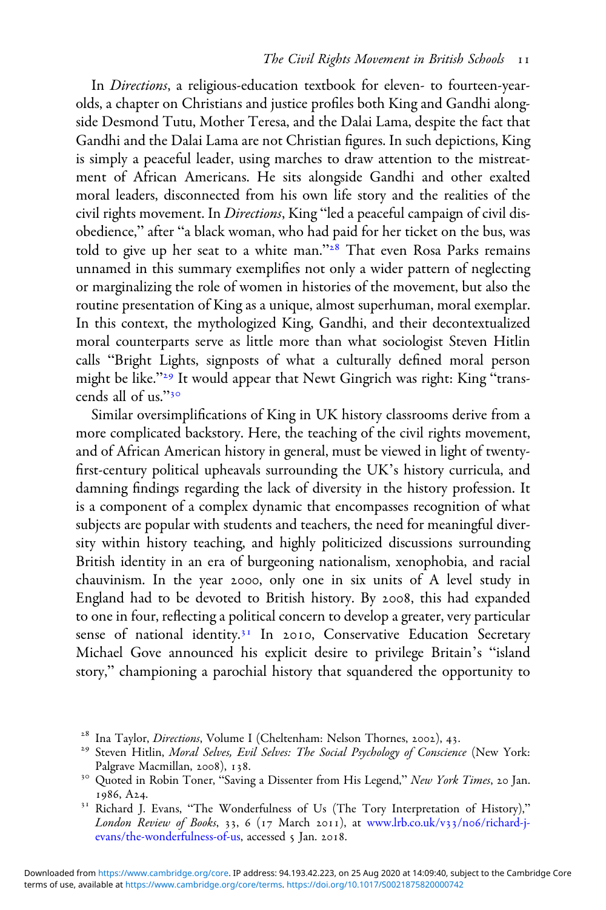In *Directions*, a religious-education textbook for eleven- to fourteen-year-olds, a chapter on Christians and justice profiles both King and Gandhi alongside Desmond Tutu, Mother Teresa, and the Dalai Lama, despite the fact that Gandhi and the Dalai Lama are not Christian figures. In such depictions, King is simply a peaceful leader, using marches to draw attention to the mistreatment of African Americans. He sits alongside Gandhi and other exalted moral leaders, disconnected from his own life story and the realities of the civil rights movement. In *Directions*, King "led a peaceful campaign of civil disobedience," after "a black woman, who had paid for her ticket on the bus, was told to give up her seat to a white man."[28] That even Rosa Parks remains unnamed in this summary exemplifies not only a wider pattern of neglecting or marginalizing the role of women in histories of the movement, but also the routine presentation of King as a unique, almost superhuman, moral exemplar. In this context, the mythologized King, Gandhi, and their decontextualized moral counterparts serve as little more than what sociologist Steven Hitlin calls "Bright Lights, signposts of what a culturally defined moral person might be like."[29] It would appear that Newt Gingrich was right: King "transcends all of us."[30]

Similar oversimplifications of King in UK history classrooms derive from a more complicated backstory. Here, the teaching of the civil rights movement, and of African American history in general, must be viewed in light of twenty-first-century political upheavals surrounding the UK's history curricula, and damning findings regarding the lack of diversity in the history profession. It is a component of a complex dynamic that encompasses recognition of what subjects are popular with students and teachers, the need for meaningful diversity within history teaching, and highly politicized discussions surrounding British identity in an era of burgeoning nationalism, xenophobia, and racial chauvinism. In the year 2000, only one in six units of A level study in England had to be devoted to British history. By 2008, this had expanded to one in four, reflecting a political concern to develop a greater, very particular sense of national identity.[31] In 2010, Conservative Education Secretary Michael Gove announced his explicit desire to privilege Britain's "island story," championing a parochial history that squandered the opportunity to

---

[28] Ina Taylor, *Directions*, Volume I (Cheltenham: Nelson Thornes, 2002), 43.

[29] Steven Hitlin, *Moral Selves, Evil Selves: The Social Psychology of Conscience* (New York: Palgrave Macmillan, 2008), 138.

[30] Quoted in Robin Toner, "Saving a Dissenter from His Legend," *New York Times*, 20 Jan. 1986, A24.

[31] Richard J. Evans, "The Wonderfulness of Us (The Tory Interpretation of History)," *London Review of Books*, 33, 6 (17 March 2011), at www.lrb.co.uk/v33/n06/richard-j-evans/the-wonderfulness-of-us, accessed 5 Jan. 2018.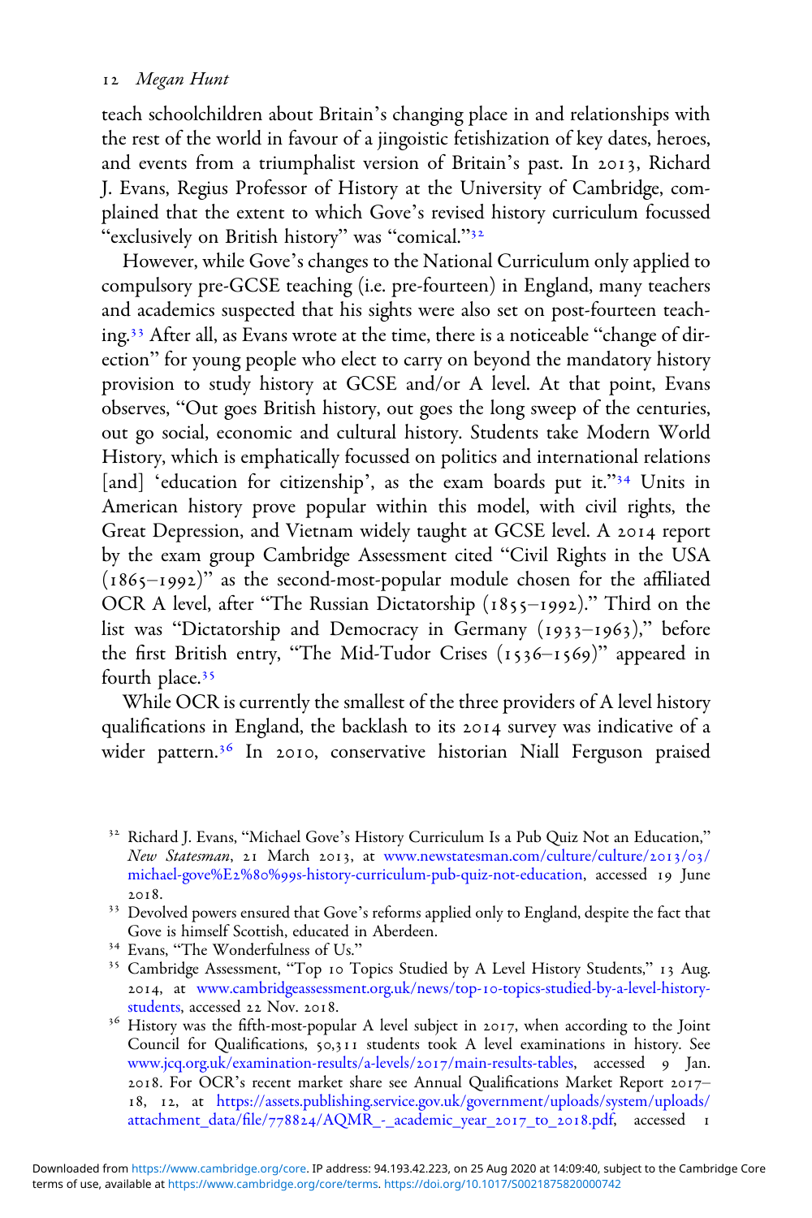teach schoolchildren about Britain's changing place in and relationships with the rest of the world in favour of a jingoistic fetishization of key dates, heroes, and events from a triumphalist version of Britain's past. In 2013, Richard J. Evans, Regius Professor of History at the University of Cambridge, complained that the extent to which Gove's revised history curriculum focussed "exclusively on British history" was "comical."[32]

However, while Gove's changes to the National Curriculum only applied to compulsory pre-GCSE teaching (i.e. pre-fourteen) in England, many teachers and academics suspected that his sights were also set on post-fourteen teaching.[33] After all, as Evans wrote at the time, there is a noticeable "change of direction" for young people who elect to carry on beyond the mandatory history provision to study history at GCSE and/or A level. At that point, Evans observes, "Out goes British history, out goes the long sweep of the centuries, out go social, economic and cultural history. Students take Modern World History, which is emphatically focussed on politics and international relations [and] 'education for citizenship', as the exam boards put it."[34] Units in American history prove popular within this model, with civil rights, the Great Depression, and Vietnam widely taught at GCSE level. A 2014 report by the exam group Cambridge Assessment cited "Civil Rights in the USA (1865–1992)" as the second-most-popular module chosen for the affiliated OCR A level, after "The Russian Dictatorship (1855–1992)." Third on the list was "Dictatorship and Democracy in Germany (1933–1963)," before the first British entry, "The Mid-Tudor Crises (1536–1569)" appeared in fourth place.[35]

While OCR is currently the smallest of the three providers of A level history qualifications in England, the backlash to its 2014 survey was indicative of a wider pattern.[36] In 2010, conservative historian Niall Ferguson praised

[32] Richard J. Evans, "Michael Gove's History Curriculum Is a Pub Quiz Not an Education," *New Statesman*, 21 March 2013, at www.newstatesman.com/culture/culture/2013/03/michael-gove%E2%80%99s-history-curriculum-pub-quiz-not-education, accessed 19 June 2018.

[33] Devolved powers ensured that Gove's reforms applied only to England, despite the fact that Gove is himself Scottish, educated in Aberdeen.

[34] Evans, "The Wonderfulness of Us."

[35] Cambridge Assessment, "Top 10 Topics Studied by A Level History Students," 13 Aug. 2014, at www.cambridgeassessment.org.uk/news/top-10-topics-studied-by-a-level-history-students, accessed 22 Nov. 2018.

[36] History was the fifth-most-popular A level subject in 2017, when according to the Joint Council for Qualifications, 50,311 students took A level examinations in history. See www.jcq.org.uk/examination-results/a-levels/2017/main-results-tables, accessed 9 Jan. 2018. For OCR's recent market share see Annual Qualifications Market Report 2017–18, 12, at https://assets.publishing.service.gov.uk/government/uploads/system/uploads/attachment_data/file/778824/AQMR_-_academic_year_2017_to_2018.pdf, accessed 1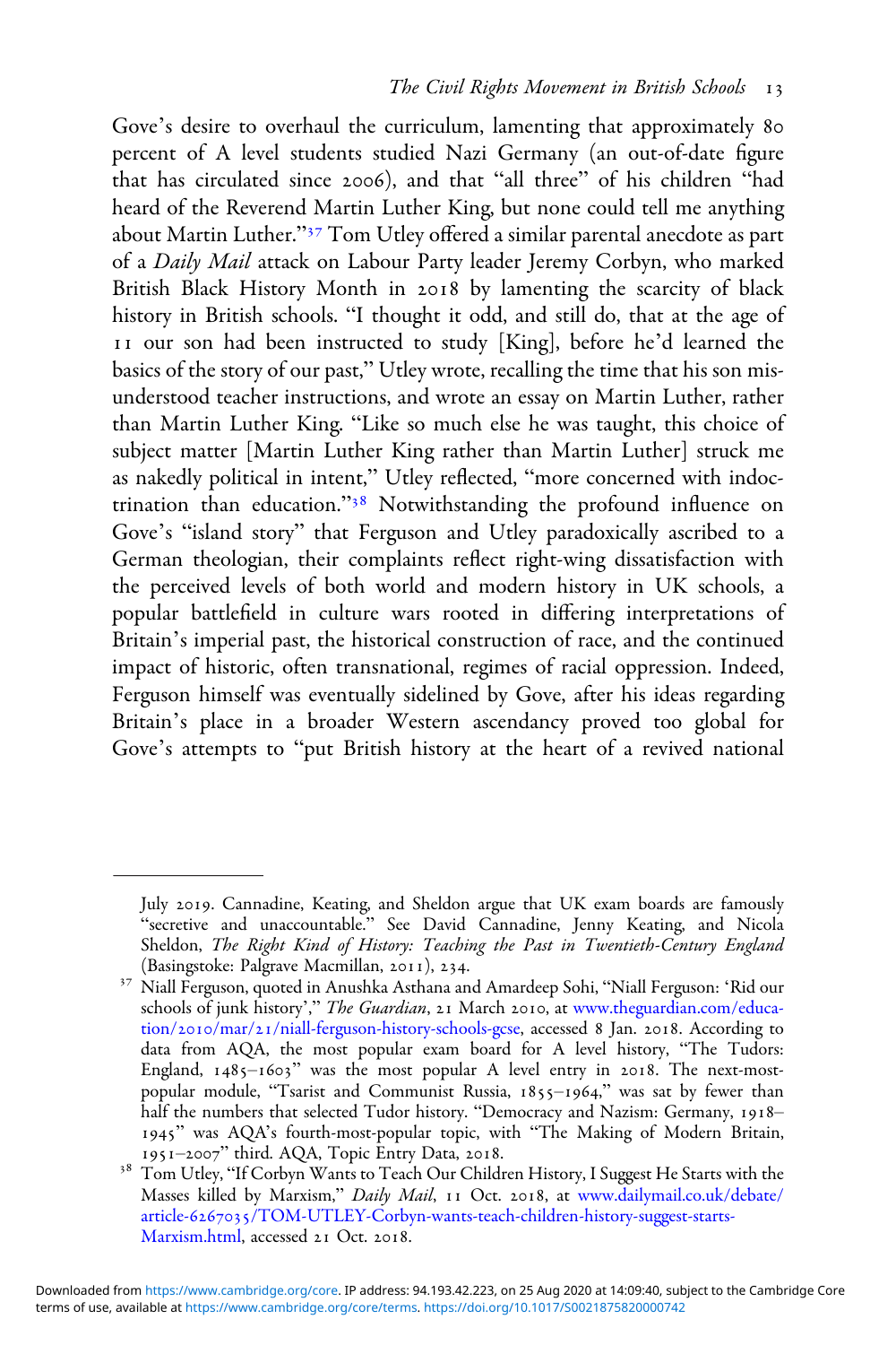Gove's desire to overhaul the curriculum, lamenting that approximately 80 percent of A level students studied Nazi Germany (an out-of-date figure that has circulated since 2006), and that "all three" of his children "had heard of the Reverend Martin Luther King, but none could tell me anything about Martin Luther."[37] Tom Utley offered a similar parental anecdote as part of a *Daily Mail* attack on Labour Party leader Jeremy Corbyn, who marked British Black History Month in 2018 by lamenting the scarcity of black history in British schools. "I thought it odd, and still do, that at the age of 11 our son had been instructed to study [King], before he'd learned the basics of the story of our past," Utley wrote, recalling the time that his son misunderstood teacher instructions, and wrote an essay on Martin Luther, rather than Martin Luther King. "Like so much else he was taught, this choice of subject matter [Martin Luther King rather than Martin Luther] struck me as nakedly political in intent," Utley reflected, "more concerned with indoctrination than education."[38] Notwithstanding the profound influence on Gove's "island story" that Ferguson and Utley paradoxically ascribed to a German theologian, their complaints reflect right-wing dissatisfaction with the perceived levels of both world and modern history in UK schools, a popular battlefield in culture wars rooted in differing interpretations of Britain's imperial past, the historical construction of race, and the continued impact of historic, often transnational, regimes of racial oppression. Indeed, Ferguson himself was eventually sidelined by Gove, after his ideas regarding Britain's place in a broader Western ascendancy proved too global for Gove's attempts to "put British history at the heart of a revived national

---

July 2019. Cannadine, Keating, and Sheldon argue that UK exam boards are famously "secretive and unaccountable." See David Cannadine, Jenny Keating, and Nicola Sheldon, *The Right Kind of History: Teaching the Past in Twentieth-Century England* (Basingstoke: Palgrave Macmillan, 2011), 234.

[37] Niall Ferguson, quoted in Anushka Asthana and Amardeep Sohi, "Niall Ferguson: 'Rid our schools of junk history'," *The Guardian*, 21 March 2010, at www.theguardian.com/education/2010/mar/21/niall-ferguson-history-schools-gcse, accessed 8 Jan. 2018. According to data from AQA, the most popular exam board for A level history, "The Tudors: England, 1485–1603" was the most popular A level entry in 2018. The next-most-popular module, "Tsarist and Communist Russia, 1855–1964," was sat by fewer than half the numbers that selected Tudor history. "Democracy and Nazism: Germany, 1918–1945" was AQA's fourth-most-popular topic, with "The Making of Modern Britain, 1951–2007" third. AQA, Topic Entry Data, 2018.

[38] Tom Utley, "If Corbyn Wants to Teach Our Children History, I Suggest He Starts with the Masses killed by Marxism," *Daily Mail*, 11 Oct. 2018, at www.dailymail.co.uk/debate/article-6267035/TOM-UTLEY-Corbyn-wants-teach-children-history-suggest-starts-Marxism.html, accessed 21 Oct. 2018.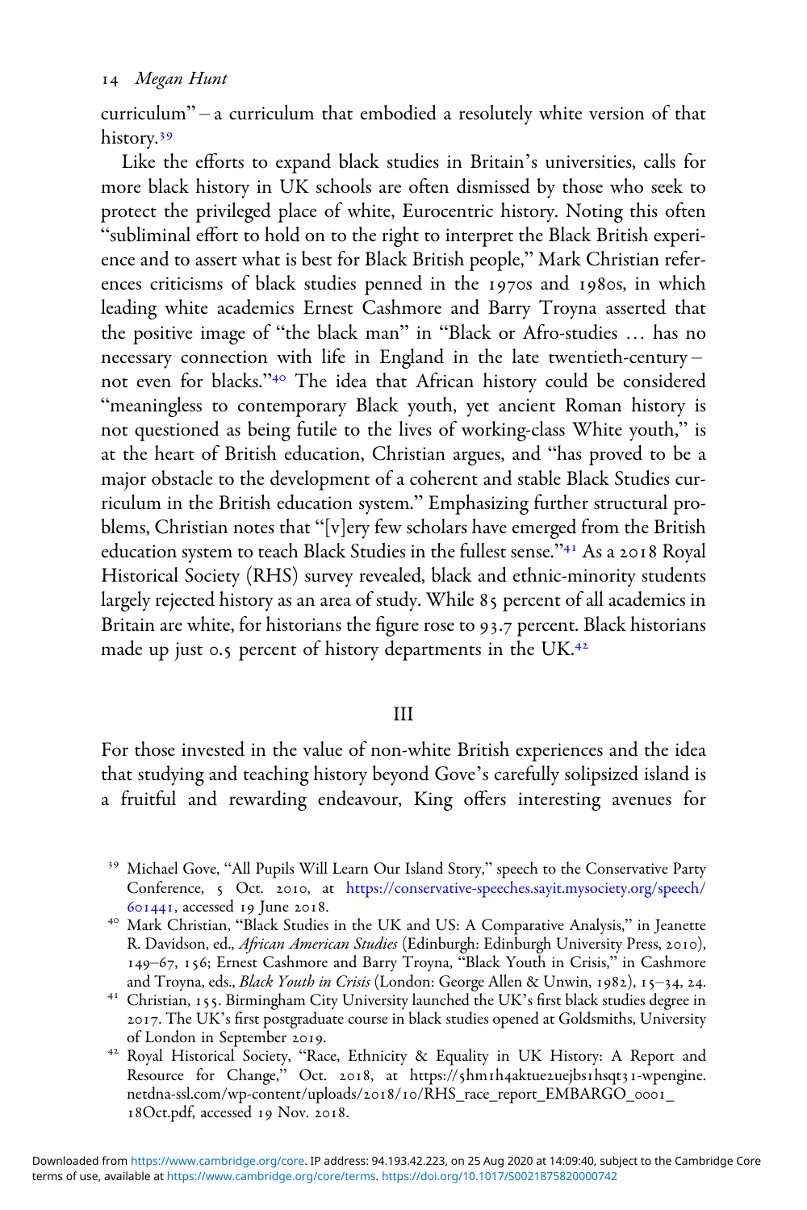curriculum" – a curriculum that embodied a resolutely white version of that history.[39]

Like the efforts to expand black studies in Britain's universities, calls for more black history in UK schools are often dismissed by those who seek to protect the privileged place of white, Eurocentric history. Noting this often "subliminal effort to hold on to the right to interpret the Black British experience and to assert what is best for Black British people," Mark Christian references criticisms of black studies penned in the 1970s and 1980s, in which leading white academics Ernest Cashmore and Barry Troyna asserted that the positive image of "the black man" in "Black or Afro-studies … has no necessary connection with life in England in the late twentieth-century – not even for blacks."[40] The idea that African history could be considered "meaningless to contemporary Black youth, yet ancient Roman history is not questioned as being futile to the lives of working-class White youth," is at the heart of British education, Christian argues, and "has proved to be a major obstacle to the development of a coherent and stable Black Studies curriculum in the British education system." Emphasizing further structural problems, Christian notes that "[v]ery few scholars have emerged from the British education system to teach Black Studies in the fullest sense."[41] As a 2018 Royal Historical Society (RHS) survey revealed, black and ethnic-minority students largely rejected history as an area of study. While 85 percent of all academics in Britain are white, for historians the figure rose to 93.7 percent. Black historians made up just 0.5 percent of history departments in the UK.[42]

## III

For those invested in the value of non-white British experiences and the idea that studying and teaching history beyond Gove's carefully solipsized island is a fruitful and rewarding endeavour, King offers interesting avenues for

---

[39] Michael Gove, "All Pupils Will Learn Our Island Story," speech to the Conservative Party Conference, 5 Oct. 2010, at https://conservative-speeches.sayit.mysociety.org/speech/601441, accessed 19 June 2018.

[40] Mark Christian, "Black Studies in the UK and US: A Comparative Analysis," in Jeanette R. Davidson, ed., *African American Studies* (Edinburgh: Edinburgh University Press, 2010), 149–67, 156; Ernest Cashmore and Barry Troyna, "Black Youth in Crisis," in Cashmore and Troyna, eds., *Black Youth in Crisis* (London: George Allen & Unwin, 1982), 15–34, 24.

[41] Christian, 155. Birmingham City University launched the UK's first black studies degree in 2017. The UK's first postgraduate course in black studies opened at Goldsmiths, University of London in September 2019.

[42] Royal Historical Society, "Race, Ethnicity & Equality in UK History: A Report and Resource for Change," Oct. 2018, at https://5hm1h4aktue2uejbs1hsqt31-wpengine.netdna-ssl.com/wp-content/uploads/2018/10/RHS_race_report_EMBARGO_0001_18Oct.pdf, accessed 19 Nov. 2018.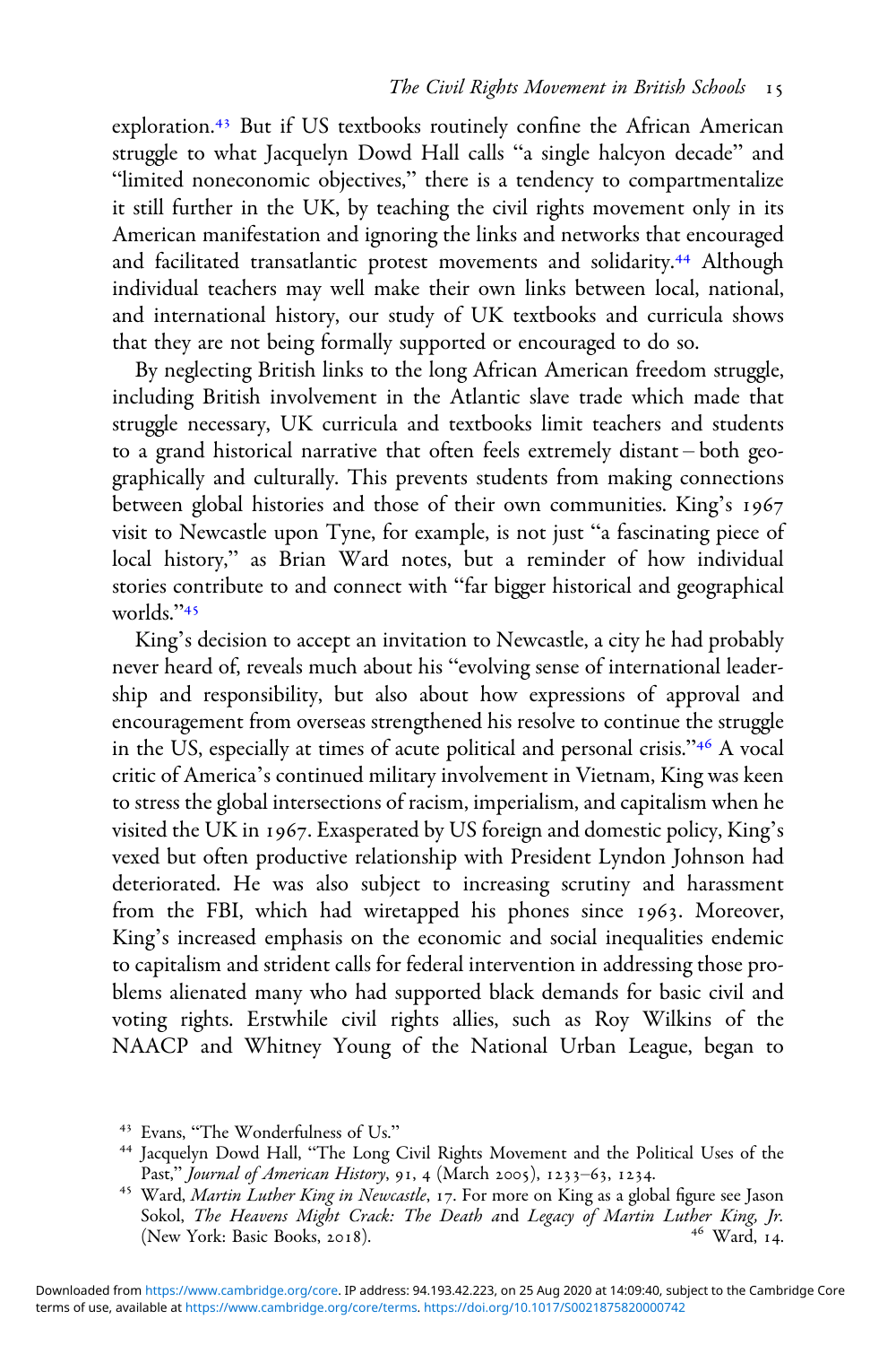exploration.[43] But if US textbooks routinely confine the African American struggle to what Jacquelyn Dowd Hall calls "a single halcyon decade" and "limited noneconomic objectives," there is a tendency to compartmentalize it still further in the UK, by teaching the civil rights movement only in its American manifestation and ignoring the links and networks that encouraged and facilitated transatlantic protest movements and solidarity.[44] Although individual teachers may well make their own links between local, national, and international history, our study of UK textbooks and curricula shows that they are not being formally supported or encouraged to do so.

By neglecting British links to the long African American freedom struggle, including British involvement in the Atlantic slave trade which made that struggle necessary, UK curricula and textbooks limit teachers and students to a grand historical narrative that often feels extremely distant – both geographically and culturally. This prevents students from making connections between global histories and those of their own communities. King's 1967 visit to Newcastle upon Tyne, for example, is not just "a fascinating piece of local history," as Brian Ward notes, but a reminder of how individual stories contribute to and connect with "far bigger historical and geographical worlds."[45]

King's decision to accept an invitation to Newcastle, a city he had probably never heard of, reveals much about his "evolving sense of international leadership and responsibility, but also about how expressions of approval and encouragement from overseas strengthened his resolve to continue the struggle in the US, especially at times of acute political and personal crisis."[46] A vocal critic of America's continued military involvement in Vietnam, King was keen to stress the global intersections of racism, imperialism, and capitalism when he visited the UK in 1967. Exasperated by US foreign and domestic policy, King's vexed but often productive relationship with President Lyndon Johnson had deteriorated. He was also subject to increasing scrutiny and harassment from the FBI, which had wiretapped his phones since 1963. Moreover, King's increased emphasis on the economic and social inequalities endemic to capitalism and strident calls for federal intervention in addressing those problems alienated many who had supported black demands for basic civil and voting rights. Erstwhile civil rights allies, such as Roy Wilkins of the NAACP and Whitney Young of the National Urban League, began to

---

[43] Evans, "The Wonderfulness of Us."

[44] Jacquelyn Dowd Hall, "The Long Civil Rights Movement and the Political Uses of the Past," *Journal of American History*, 91, 4 (March 2005), 1233–63, 1234.

[45] Ward, *Martin Luther King in Newcastle*, 17. For more on King as a global figure see Jason Sokol, *The Heavens Might Crack: The Death and Legacy of Martin Luther King, Jr.* (New York: Basic Books, 2018).

[46] Ward, 14.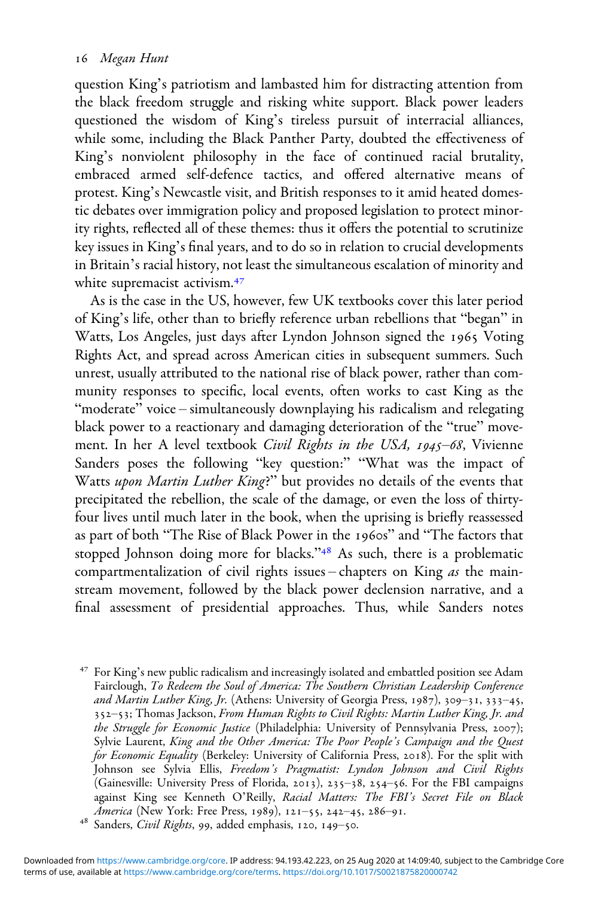question King's patriotism and lambasted him for distracting attention from the black freedom struggle and risking white support. Black power leaders questioned the wisdom of King's tireless pursuit of interracial alliances, while some, including the Black Panther Party, doubted the effectiveness of King's nonviolent philosophy in the face of continued racial brutality, embraced armed self-defence tactics, and offered alternative means of protest. King's Newcastle visit, and British responses to it amid heated domestic debates over immigration policy and proposed legislation to protect minority rights, reflected all of these themes: thus it offers the potential to scrutinize key issues in King's final years, and to do so in relation to crucial developments in Britain's racial history, not least the simultaneous escalation of minority and white supremacist activism.[47]

As is the case in the US, however, few UK textbooks cover this later period of King's life, other than to briefly reference urban rebellions that "began" in Watts, Los Angeles, just days after Lyndon Johnson signed the 1965 Voting Rights Act, and spread across American cities in subsequent summers. Such unrest, usually attributed to the national rise of black power, rather than community responses to specific, local events, often works to cast King as the "moderate" voice – simultaneously downplaying his radicalism and relegating black power to a reactionary and damaging deterioration of the "true" movement. In her A level textbook *Civil Rights in the USA, 1945–68*, Vivienne Sanders poses the following "key question:" "What was the impact of Watts *upon Martin Luther King*?" but provides no details of the events that precipitated the rebellion, the scale of the damage, or even the loss of thirty-four lives until much later in the book, when the uprising is briefly reassessed as part of both "The Rise of Black Power in the 1960s" and "The factors that stopped Johnson doing more for blacks."[48] As such, there is a problematic compartmentalization of civil rights issues – chapters on King *as* the mainstream movement, followed by the black power declension narrative, and a final assessment of presidential approaches. Thus, while Sanders notes

[47] For King's new public radicalism and increasingly isolated and embattled position see Adam Fairclough, *To Redeem the Soul of America: The Southern Christian Leadership Conference and Martin Luther King, Jr.* (Athens: University of Georgia Press, 1987), 309–31, 333–45, 352–53; Thomas Jackson, *From Human Rights to Civil Rights: Martin Luther King, Jr. and the Struggle for Economic Justice* (Philadelphia: University of Pennsylvania Press, 2007); Sylvie Laurent, *King and the Other America: The Poor People's Campaign and the Quest for Economic Equality* (Berkeley: University of California Press, 2018). For the split with Johnson see Sylvia Ellis, *Freedom's Pragmatist: Lyndon Johnson and Civil Rights* (Gainesville: University Press of Florida, 2013), 235–38, 254–56. For the FBI campaigns against King see Kenneth O'Reilly, *Racial Matters: The FBI's Secret File on Black America* (New York: Free Press, 1989), 121–55, 242–45, 286–91.

[48] Sanders, *Civil Rights*, 99, added emphasis, 120, 149–50.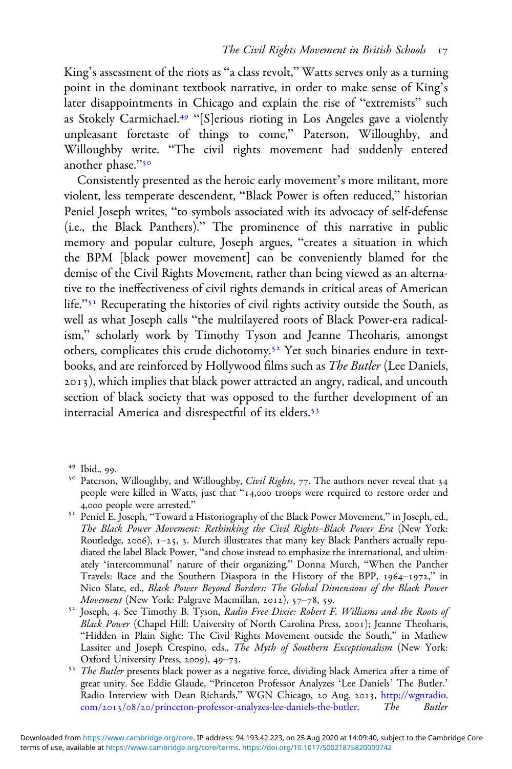King's assessment of the riots as "a class revolt," Watts serves only as a turning point in the dominant textbook narrative, in order to make sense of King's later disappointments in Chicago and explain the rise of "extremists" such as Stokely Carmichael.[49] "[S]erious rioting in Los Angeles gave a violently unpleasant foretaste of things to come," Paterson, Willoughby, and Willoughby write. "The civil rights movement had suddenly entered another phase."[50]

Consistently presented as the heroic early movement's more militant, more violent, less temperate descendent, "Black Power is often reduced," historian Peniel Joseph writes, "to symbols associated with its advocacy of self-defense (i.e., the Black Panthers)." The prominence of this narrative in public memory and popular culture, Joseph argues, "creates a situation in which the BPM [black power movement] can be conveniently blamed for the demise of the Civil Rights Movement, rather than being viewed as an alternative to the ineffectiveness of civil rights demands in critical areas of American life."[51] Recuperating the histories of civil rights activity outside the South, as well as what Joseph calls "the multilayered roots of Black Power-era radicalism," scholarly work by Timothy Tyson and Jeanne Theoharis, amongst others, complicates this crude dichotomy.[52] Yet such binaries endure in textbooks, and are reinforced by Hollywood films such as *The Butler* (Lee Daniels, 2013), which implies that black power attracted an angry, radical, and uncouth section of black society that was opposed to the further development of an interracial America and disrespectful of its elders.[53]

[49] Ibid., 99.

[50] Paterson, Willoughby, and Willoughby, *Civil Rights*, 77. The authors never reveal that 34 people were killed in Watts, just that "14,000 troops were required to restore order and 4,000 people were arrested."

[51] Peniel E. Joseph, "Toward a Historiography of the Black Power Movement," in Joseph, ed., *The Black Power Movement: Rethinking the Civil Rights–Black Power Era* (New York: Routledge, 2006), 1–25, 3. Murch illustrates that many key Black Panthers actually repudiated the label Black Power, "and chose instead to emphasize the international, and ultimately 'intercommunal' nature of their organizing." Donna Murch, "When the Panther Travels: Race and the Southern Diaspora in the History of the BPP, 1964–1972," in Nico Slate, ed., *Black Power Beyond Borders: The Global Dimensions of the Black Power Movement* (New York: Palgrave Macmillan, 2012), 57–78, 59.

[52] Joseph, 4. See Timothy B. Tyson, *Radio Free Dixie: Robert F. Williams and the Roots of Black Power* (Chapel Hill: University of North Carolina Press, 2001); Jeanne Theoharis, "Hidden in Plain Sight: The Civil Rights Movement outside the South," in Mathew Lassiter and Joseph Crespino, eds., *The Myth of Southern Exceptionalism* (New York: Oxford University Press, 2009), 49–73.

[53] *The Butler* presents black power as a negative force, dividing black America after a time of great unity. See Eddie Glaude, "Princeton Professor Analyzes 'Lee Daniels' The Butler.' Radio Interview with Dean Richards," WGN Chicago, 20 Aug. 2013, http://wgnradio.com/2013/08/20/princeton-professor-analyzes-lee-daniels-the-butler. *The Butler*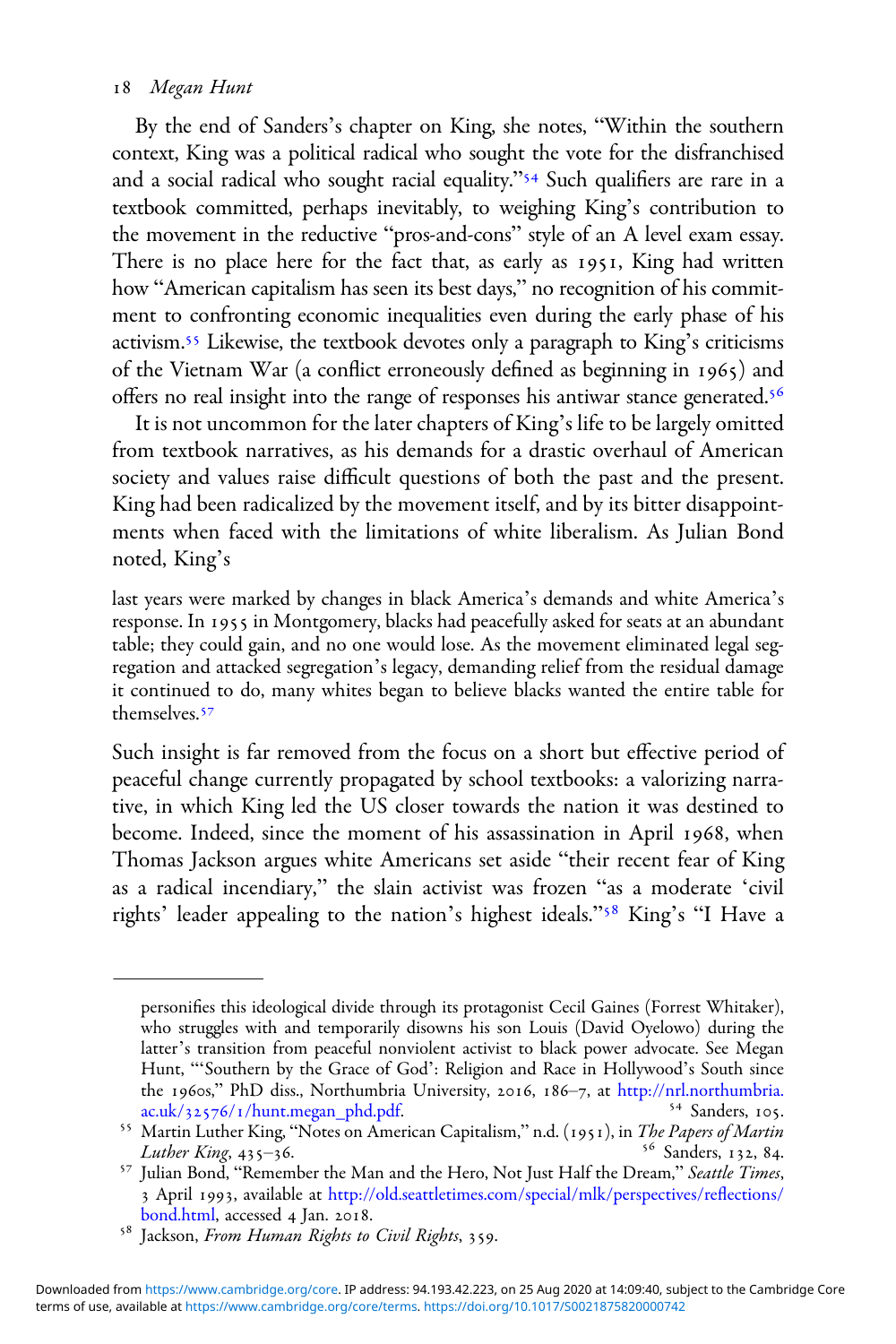By the end of Sanders's chapter on King, she notes, "Within the southern context, King was a political radical who sought the vote for the disfranchised and a social radical who sought racial equality."[54] Such qualifiers are rare in a textbook committed, perhaps inevitably, to weighing King's contribution to the movement in the reductive "pros-and-cons" style of an A level exam essay. There is no place here for the fact that, as early as 1951, King had written how "American capitalism has seen its best days," no recognition of his commitment to confronting economic inequalities even during the early phase of his activism.[55] Likewise, the textbook devotes only a paragraph to King's criticisms of the Vietnam War (a conflict erroneously defined as beginning in 1965) and offers no real insight into the range of responses his antiwar stance generated.[56]

It is not uncommon for the later chapters of King's life to be largely omitted from textbook narratives, as his demands for a drastic overhaul of American society and values raise difficult questions of both the past and the present. King had been radicalized by the movement itself, and by its bitter disappointments when faced with the limitations of white liberalism. As Julian Bond noted, King's

> last years were marked by changes in black America's demands and white America's response. In 1955 in Montgomery, blacks had peacefully asked for seats at an abundant table; they could gain, and no one would lose. As the movement eliminated legal segregation and attacked segregation's legacy, demanding relief from the residual damage it continued to do, many whites began to believe blacks wanted the entire table for themselves.[57]

Such insight is far removed from the focus on a short but effective period of peaceful change currently propagated by school textbooks: a valorizing narrative, in which King led the US closer towards the nation it was destined to become. Indeed, since the moment of his assassination in April 1968, when Thomas Jackson argues white Americans set aside "their recent fear of King as a radical incendiary," the slain activist was frozen "as a moderate 'civil rights' leader appealing to the nation's highest ideals."[58] King's "I Have a

---

personifies this ideological divide through its protagonist Cecil Gaines (Forrest Whitaker), who struggles with and temporarily disowns his son Louis (David Oyelowo) during the latter's transition from peaceful nonviolent activist to black power advocate. See Megan Hunt, "'Southern by the Grace of God': Religion and Race in Hollywood's South since the 1960s," PhD diss., Northumbria University, 2016, 186–7, at http://nrl.northumbria.ac.uk/32576/1/hunt.megan_phd.pdf.

[54] Sanders, 105.

[55] Martin Luther King, "Notes on American Capitalism," n.d. (1951), in *The Papers of Martin Luther King*, 435–36.

[56] Sanders, 132, 84.

[57] Julian Bond, "Remember the Man and the Hero, Not Just Half the Dream," *Seattle Times*, 3 April 1993, available at http://old.seattletimes.com/special/mlk/perspectives/reflections/bond.html, accessed 4 Jan. 2018.

[58] Jackson, *From Human Rights to Civil Rights*, 359.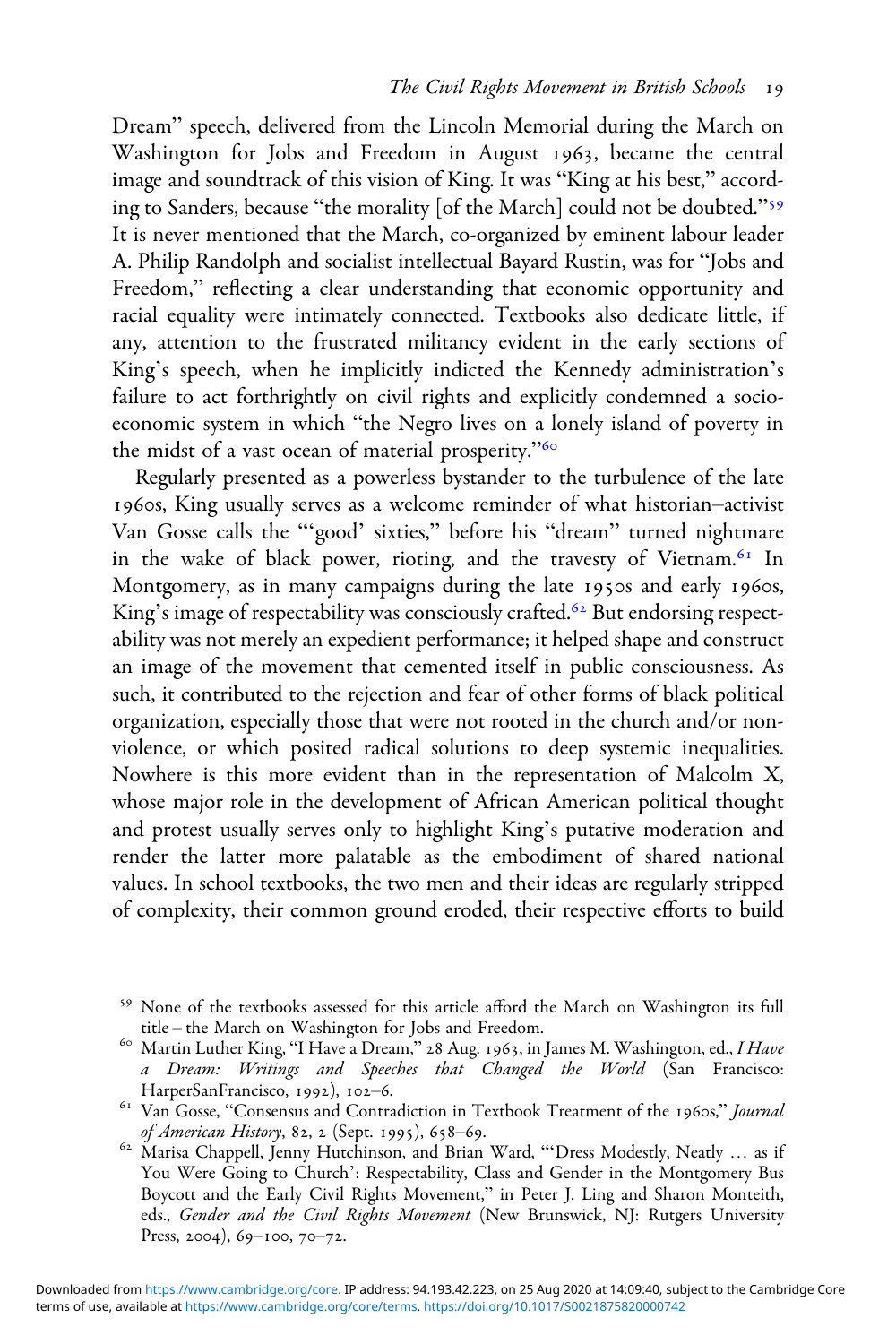Dream" speech, delivered from the Lincoln Memorial during the March on Washington for Jobs and Freedom in August 1963, became the central image and soundtrack of this vision of King. It was "King at his best," according to Sanders, because "the morality [of the March] could not be doubted."[59] It is never mentioned that the March, co-organized by eminent labour leader A. Philip Randolph and socialist intellectual Bayard Rustin, was for "Jobs and Freedom," reflecting a clear understanding that economic opportunity and racial equality were intimately connected. Textbooks also dedicate little, if any, attention to the frustrated militancy evident in the early sections of King's speech, when he implicitly indicted the Kennedy administration's failure to act forthrightly on civil rights and explicitly condemned a socio-economic system in which "the Negro lives on a lonely island of poverty in the midst of a vast ocean of material prosperity."[60]

Regularly presented as a powerless bystander to the turbulence of the late 1960s, King usually serves as a welcome reminder of what historian–activist Van Gosse calls the "'good' sixties," before his "dream" turned nightmare in the wake of black power, rioting, and the travesty of Vietnam.[61] In Montgomery, as in many campaigns during the late 1950s and early 1960s, King's image of respectability was consciously crafted.[62] But endorsing respectability was not merely an expedient performance; it helped shape and construct an image of the movement that cemented itself in public consciousness. As such, it contributed to the rejection and fear of other forms of black political organization, especially those that were not rooted in the church and/or nonviolence, or which posited radical solutions to deep systemic inequalities. Nowhere is this more evident than in the representation of Malcolm X, whose major role in the development of African American political thought and protest usually serves only to highlight King's putative moderation and render the latter more palatable as the embodiment of shared national values. In school textbooks, the two men and their ideas are regularly stripped of complexity, their common ground eroded, their respective efforts to build

[59] None of the textbooks assessed for this article afford the March on Washington its full title – the March on Washington for Jobs and Freedom.

[60] Martin Luther King, "I Have a Dream," 28 Aug. 1963, in James M. Washington, ed., *I Have a Dream: Writings and Speeches that Changed the World* (San Francisco: HarperSanFrancisco, 1992), 102–6.

[61] Van Gosse, "Consensus and Contradiction in Textbook Treatment of the 1960s," *Journal of American History*, 82, 2 (Sept. 1995), 658–69.

[62] Marisa Chappell, Jenny Hutchinson, and Brian Ward, "'Dress Modestly, Neatly … as if You Were Going to Church': Respectability, Class and Gender in the Montgomery Bus Boycott and the Early Civil Rights Movement," in Peter J. Ling and Sharon Monteith, eds., *Gender and the Civil Rights Movement* (New Brunswick, NJ: Rutgers University Press, 2004), 69–100, 70–72.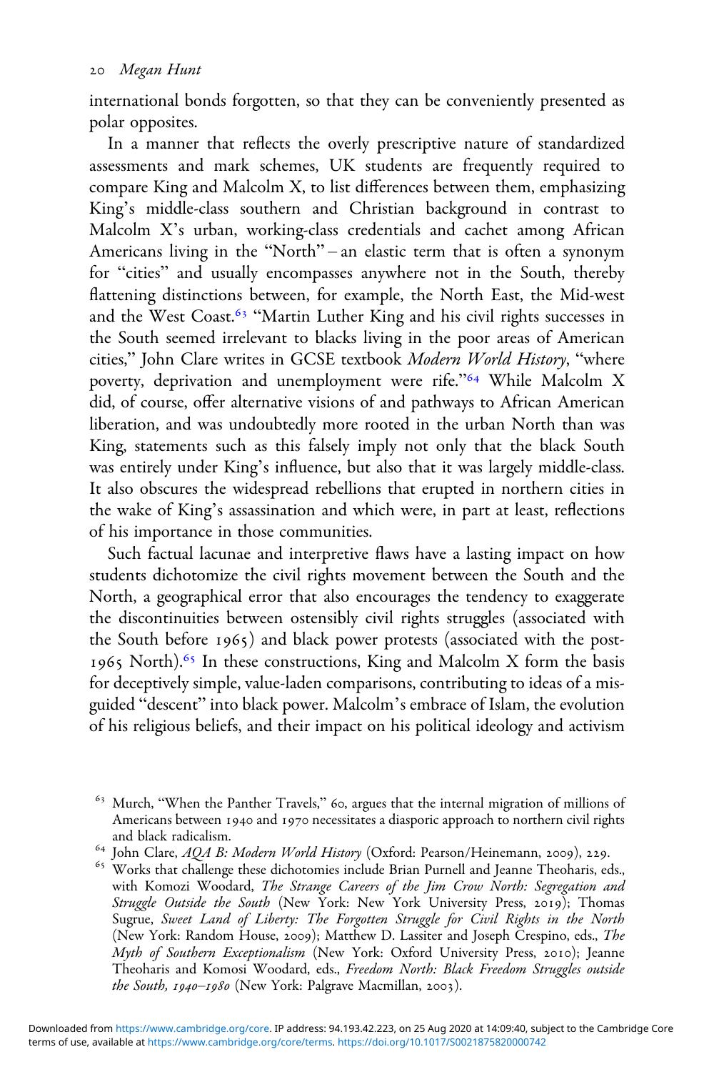international bonds forgotten, so that they can be conveniently presented as polar opposites.

In a manner that reflects the overly prescriptive nature of standardized assessments and mark schemes, UK students are frequently required to compare King and Malcolm X, to list differences between them, emphasizing King's middle-class southern and Christian background in contrast to Malcolm X's urban, working-class credentials and cachet among African Americans living in the "North" – an elastic term that is often a synonym for "cities" and usually encompasses anywhere not in the South, thereby flattening distinctions between, for example, the North East, the Mid-west and the West Coast.[63] "Martin Luther King and his civil rights successes in the South seemed irrelevant to blacks living in the poor areas of American cities," John Clare writes in GCSE textbook *Modern World History*, "where poverty, deprivation and unemployment were rife."[64] While Malcolm X did, of course, offer alternative visions of and pathways to African American liberation, and was undoubtedly more rooted in the urban North than was King, statements such as this falsely imply not only that the black South was entirely under King's influence, but also that it was largely middle-class. It also obscures the widespread rebellions that erupted in northern cities in the wake of King's assassination and which were, in part at least, reflections of his importance in those communities.

Such factual lacunae and interpretive flaws have a lasting impact on how students dichotomize the civil rights movement between the South and the North, a geographical error that also encourages the tendency to exaggerate the discontinuities between ostensibly civil rights struggles (associated with the South before 1965) and black power protests (associated with the post-1965 North).[65] In these constructions, King and Malcolm X form the basis for deceptively simple, value-laden comparisons, contributing to ideas of a misguided "descent" into black power. Malcolm's embrace of Islam, the evolution of his religious beliefs, and their impact on his political ideology and activism

[63] Murch, "When the Panther Travels," 60, argues that the internal migration of millions of Americans between 1940 and 1970 necessitates a diasporic approach to northern civil rights and black radicalism.

[64] John Clare, *AQA B: Modern World History* (Oxford: Pearson/Heinemann, 2009), 229.

[65] Works that challenge these dichotomies include Brian Purnell and Jeanne Theoharis, eds., with Komozi Woodard, *The Strange Careers of the Jim Crow North: Segregation and Struggle Outside the South* (New York: New York University Press, 2019); Thomas Sugrue, *Sweet Land of Liberty: The Forgotten Struggle for Civil Rights in the North* (New York: Random House, 2009); Matthew D. Lassiter and Joseph Crespino, eds., *The Myth of Southern Exceptionalism* (New York: Oxford University Press, 2010); Jeanne Theoharis and Komosi Woodard, eds., *Freedom North: Black Freedom Struggles outside the South, 1940–1980* (New York: Palgrave Macmillan, 2003).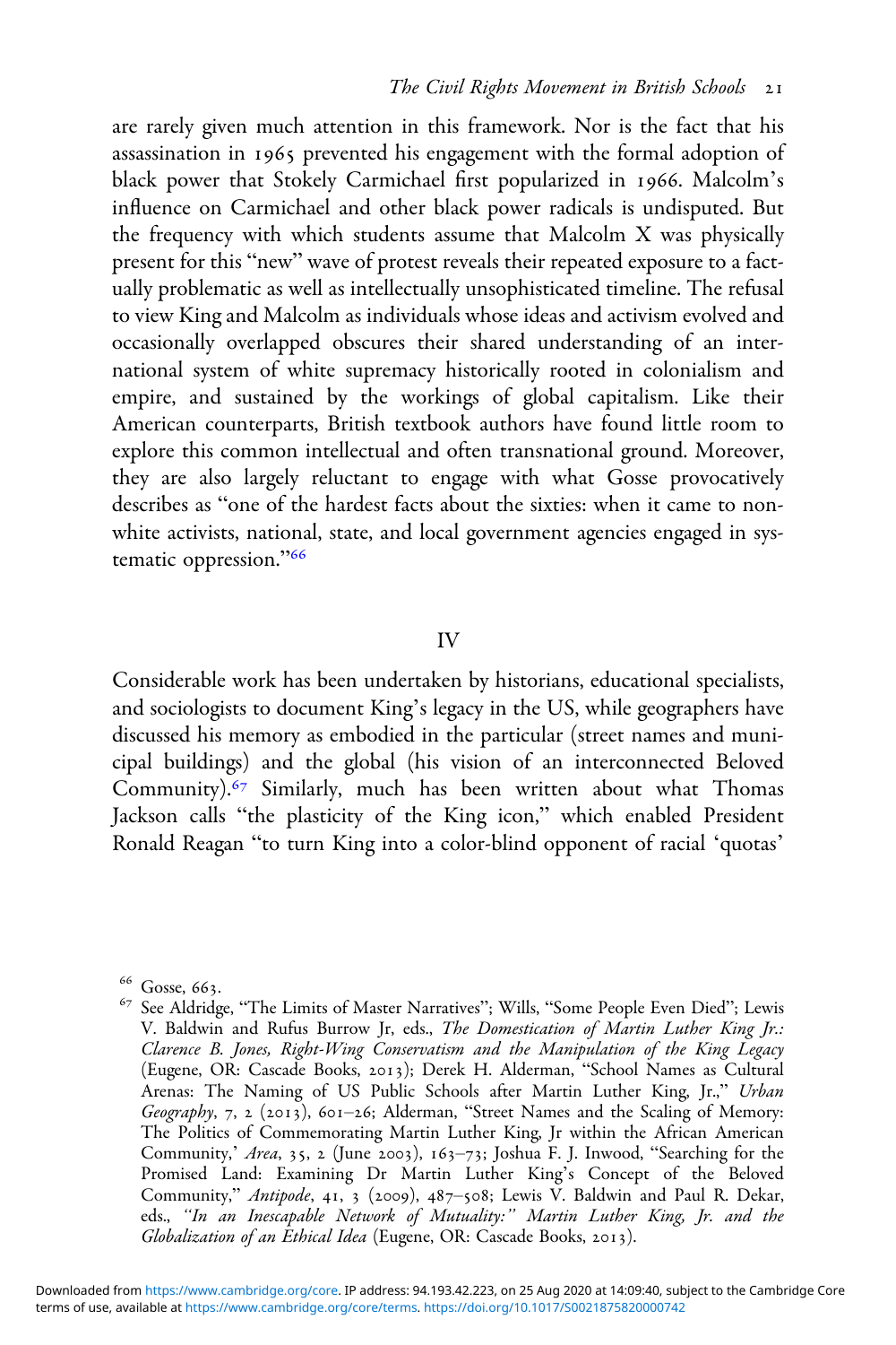are rarely given much attention in this framework. Nor is the fact that his assassination in 1965 prevented his engagement with the formal adoption of black power that Stokely Carmichael first popularized in 1966. Malcolm's influence on Carmichael and other black power radicals is undisputed. But the frequency with which students assume that Malcolm X was physically present for this "new" wave of protest reveals their repeated exposure to a factually problematic as well as intellectually unsophisticated timeline. The refusal to view King and Malcolm as individuals whose ideas and activism evolved and occasionally overlapped obscures their shared understanding of an international system of white supremacy historically rooted in colonialism and empire, and sustained by the workings of global capitalism. Like their American counterparts, British textbook authors have found little room to explore this common intellectual and often transnational ground. Moreover, they are also largely reluctant to engage with what Gosse provocatively describes as "one of the hardest facts about the sixties: when it came to nonwhite activists, national, state, and local government agencies engaged in systematic oppression."[66]

## IV

Considerable work has been undertaken by historians, educational specialists, and sociologists to document King's legacy in the US, while geographers have discussed his memory as embodied in the particular (street names and municipal buildings) and the global (his vision of an interconnected Beloved Community).[67] Similarly, much has been written about what Thomas Jackson calls "the plasticity of the King icon," which enabled President Ronald Reagan "to turn King into a color-blind opponent of racial 'quotas'

---

[66] Gosse, 663.

[67] See Aldridge, "The Limits of Master Narratives"; Wills, "Some People Even Died"; Lewis V. Baldwin and Rufus Burrow Jr, eds., *The Domestication of Martin Luther King Jr.: Clarence B. Jones, Right-Wing Conservatism and the Manipulation of the King Legacy* (Eugene, OR: Cascade Books, 2013); Derek H. Alderman, "School Names as Cultural Arenas: The Naming of US Public Schools after Martin Luther King, Jr.," *Urban Geography*, 7, 2 (2013), 601–26; Alderman, "Street Names and the Scaling of Memory: The Politics of Commemorating Martin Luther King, Jr within the African American Community,' *Area*, 35, 2 (June 2003), 163–73; Joshua F. J. Inwood, "Searching for the Promised Land: Examining Dr Martin Luther King's Concept of the Beloved Community," *Antipode*, 41, 3 (2009), 487–508; Lewis V. Baldwin and Paul R. Dekar, eds., *"In an Inescapable Network of Mutuality:" Martin Luther King, Jr. and the Globalization of an Ethical Idea* (Eugene, OR: Cascade Books, 2013).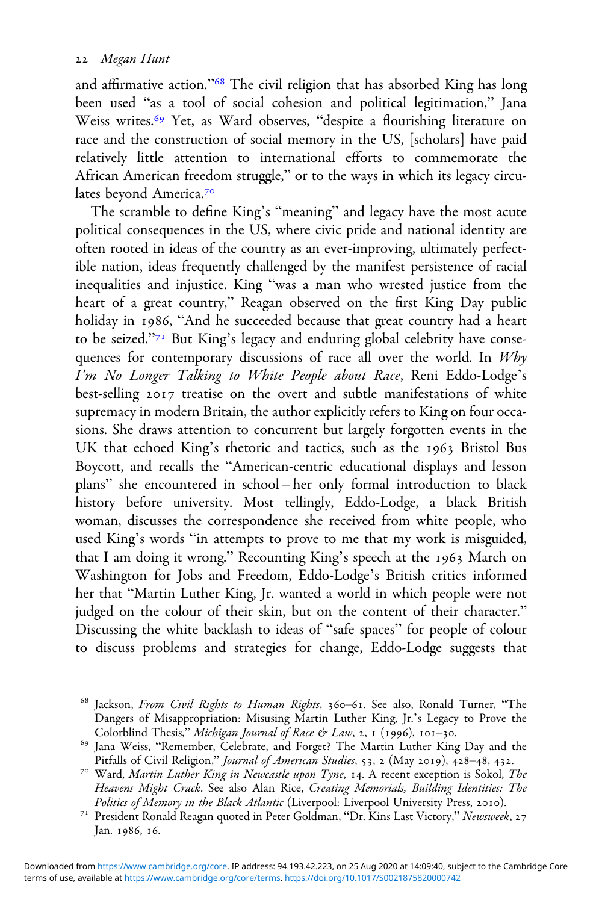and affirmative action."[68] The civil religion that has absorbed King has long been used "as a tool of social cohesion and political legitimation," Jana Weiss writes.[69] Yet, as Ward observes, "despite a flourishing literature on race and the construction of social memory in the US, [scholars] have paid relatively little attention to international efforts to commemorate the African American freedom struggle," or to the ways in which its legacy circulates beyond America.[70]

The scramble to define King's "meaning" and legacy have the most acute political consequences in the US, where civic pride and national identity are often rooted in ideas of the country as an ever-improving, ultimately perfectible nation, ideas frequently challenged by the manifest persistence of racial inequalities and injustice. King "was a man who wrested justice from the heart of a great country," Reagan observed on the first King Day public holiday in 1986, "And he succeeded because that great country had a heart to be seized."[71] But King's legacy and enduring global celebrity have consequences for contemporary discussions of race all over the world. In *Why I'm No Longer Talking to White People about Race*, Reni Eddo-Lodge's best-selling 2017 treatise on the overt and subtle manifestations of white supremacy in modern Britain, the author explicitly refers to King on four occasions. She draws attention to concurrent but largely forgotten events in the UK that echoed King's rhetoric and tactics, such as the 1963 Bristol Bus Boycott, and recalls the "American-centric educational displays and lesson plans" she encountered in school – her only formal introduction to black history before university. Most tellingly, Eddo-Lodge, a black British woman, discusses the correspondence she received from white people, who used King's words "in attempts to prove to me that my work is misguided, that I am doing it wrong." Recounting King's speech at the 1963 March on Washington for Jobs and Freedom, Eddo-Lodge's British critics informed her that "Martin Luther King, Jr. wanted a world in which people were not judged on the colour of their skin, but on the content of their character." Discussing the white backlash to ideas of "safe spaces" for people of colour to discuss problems and strategies for change, Eddo-Lodge suggests that

[68] Jackson, *From Civil Rights to Human Rights*, 360–61. See also, Ronald Turner, "The Dangers of Misappropriation: Misusing Martin Luther King, Jr.'s Legacy to Prove the Colorblind Thesis," *Michigan Journal of Race & Law*, 2, 1 (1996), 101–30.

[69] Jana Weiss, "Remember, Celebrate, and Forget? The Martin Luther King Day and the Pitfalls of Civil Religion," *Journal of American Studies*, 53, 2 (May 2019), 428–48, 432.

[70] Ward, *Martin Luther King in Newcastle upon Tyne*, 14. A recent exception is Sokol, *The Heavens Might Crack*. See also Alan Rice, *Creating Memorials, Building Identities: The Politics of Memory in the Black Atlantic* (Liverpool: Liverpool University Press, 2010).

[71] President Ronald Reagan quoted in Peter Goldman, "Dr. Kins Last Victory," *Newsweek*, 27 Jan. 1986, 16.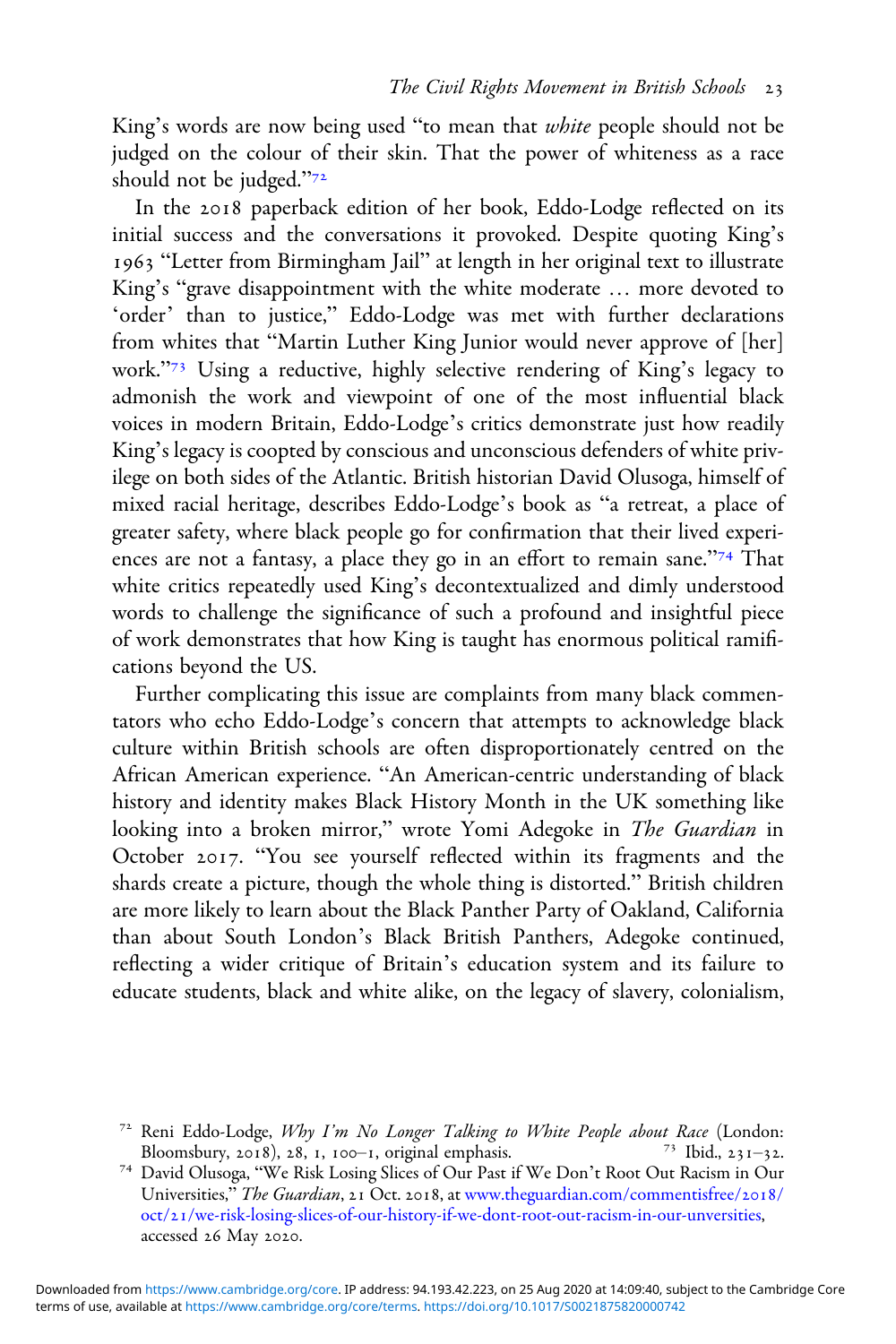King's words are now being used "to mean that *white* people should not be judged on the colour of their skin. That the power of whiteness as a race should not be judged."[72]

In the 2018 paperback edition of her book, Eddo-Lodge reflected on its initial success and the conversations it provoked. Despite quoting King's 1963 "Letter from Birmingham Jail" at length in her original text to illustrate King's "grave disappointment with the white moderate … more devoted to 'order' than to justice," Eddo-Lodge was met with further declarations from whites that "Martin Luther King Junior would never approve of [her] work."[73] Using a reductive, highly selective rendering of King's legacy to admonish the work and viewpoint of one of the most influential black voices in modern Britain, Eddo-Lodge's critics demonstrate just how readily King's legacy is coopted by conscious and unconscious defenders of white privilege on both sides of the Atlantic. British historian David Olusoga, himself of mixed racial heritage, describes Eddo-Lodge's book as "a retreat, a place of greater safety, where black people go for confirmation that their lived experiences are not a fantasy, a place they go in an effort to remain sane."[74] That white critics repeatedly used King's decontextualized and dimly understood words to challenge the significance of such a profound and insightful piece of work demonstrates that how King is taught has enormous political ramifications beyond the US.

Further complicating this issue are complaints from many black commentators who echo Eddo-Lodge's concern that attempts to acknowledge black culture within British schools are often disproportionately centred on the African American experience. "An American-centric understanding of black history and identity makes Black History Month in the UK something like looking into a broken mirror," wrote Yomi Adegoke in *The Guardian* in October 2017. "You see yourself reflected within its fragments and the shards create a picture, though the whole thing is distorted." British children are more likely to learn about the Black Panther Party of Oakland, California than about South London's Black British Panthers, Adegoke continued, reflecting a wider critique of Britain's education system and its failure to educate students, black and white alike, on the legacy of slavery, colonialism,

---

[72] Reni Eddo-Lodge, *Why I'm No Longer Talking to White People about Race* (London: Bloomsbury, 2018), 28, 1, 100–1, original emphasis.

[73] Ibid., 231–32.

[74] David Olusoga, "We Risk Losing Slices of Our Past if We Don't Root Out Racism in Our Universities," *The Guardian*, 21 Oct. 2018, at www.theguardian.com/commentisfree/2018/oct/21/we-risk-losing-slices-of-our-history-if-we-dont-root-out-racism-in-our-unversities, accessed 26 May 2020.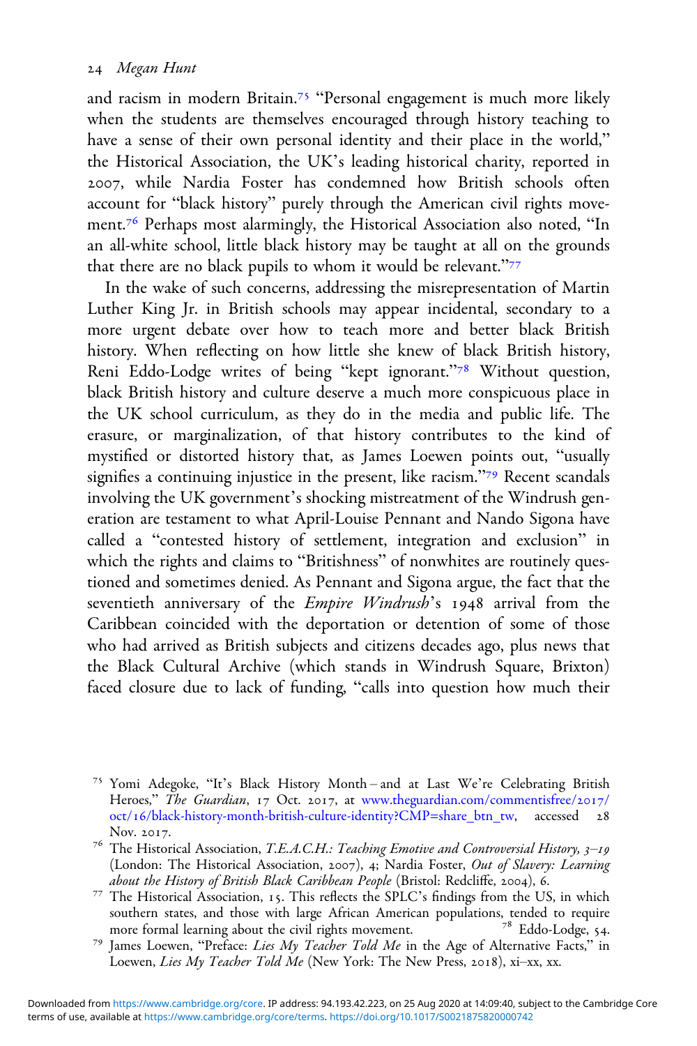and racism in modern Britain.[75] "Personal engagement is much more likely when the students are themselves encouraged through history teaching to have a sense of their own personal identity and their place in the world," the Historical Association, the UK's leading historical charity, reported in 2007, while Nardia Foster has condemned how British schools often account for "black history" purely through the American civil rights movement.[76] Perhaps most alarmingly, the Historical Association also noted, "In an all-white school, little black history may be taught at all on the grounds that there are no black pupils to whom it would be relevant."[77]

In the wake of such concerns, addressing the misrepresentation of Martin Luther King Jr. in British schools may appear incidental, secondary to a more urgent debate over how to teach more and better black British history. When reflecting on how little she knew of black British history, Reni Eddo-Lodge writes of being "kept ignorant."[78] Without question, black British history and culture deserve a much more conspicuous place in the UK school curriculum, as they do in the media and public life. The erasure, or marginalization, of that history contributes to the kind of mystified or distorted history that, as James Loewen points out, "usually signifies a continuing injustice in the present, like racism."[79] Recent scandals involving the UK government's shocking mistreatment of the Windrush generation are testament to what April-Louise Pennant and Nando Sigona have called a "contested history of settlement, integration and exclusion" in which the rights and claims to "Britishness" of nonwhites are routinely questioned and sometimes denied. As Pennant and Sigona argue, the fact that the seventieth anniversary of the *Empire Windrush*'s 1948 arrival from the Caribbean coincided with the deportation or detention of some of those who had arrived as British subjects and citizens decades ago, plus news that the Black Cultural Archive (which stands in Windrush Square, Brixton) faced closure due to lack of funding, "calls into question how much their

---

[75] Yomi Adegoke, "It's Black History Month – and at Last We're Celebrating British Heroes," *The Guardian*, 17 Oct. 2017, at www.theguardian.com/commentisfree/2017/oct/16/black-history-month-british-culture-identity?CMP=share_btn_tw, accessed 28 Nov. 2017.

[76] The Historical Association, *T.E.A.C.H.: Teaching Emotive and Controversial History, 3–19* (London: The Historical Association, 2007), 4; Nardia Foster, *Out of Slavery: Learning about the History of British Black Caribbean People* (Bristol: Redcliffe, 2004), 6.

[77] The Historical Association, 15. This reflects the SPLC's findings from the US, in which southern states, and those with large African American populations, tended to require more formal learning about the civil rights movement.

[78] Eddo-Lodge, 54.

[79] James Loewen, "Preface: *Lies My Teacher Told Me* in the Age of Alternative Facts," in Loewen, *Lies My Teacher Told Me* (New York: The New Press, 2018), xi–xx, xx.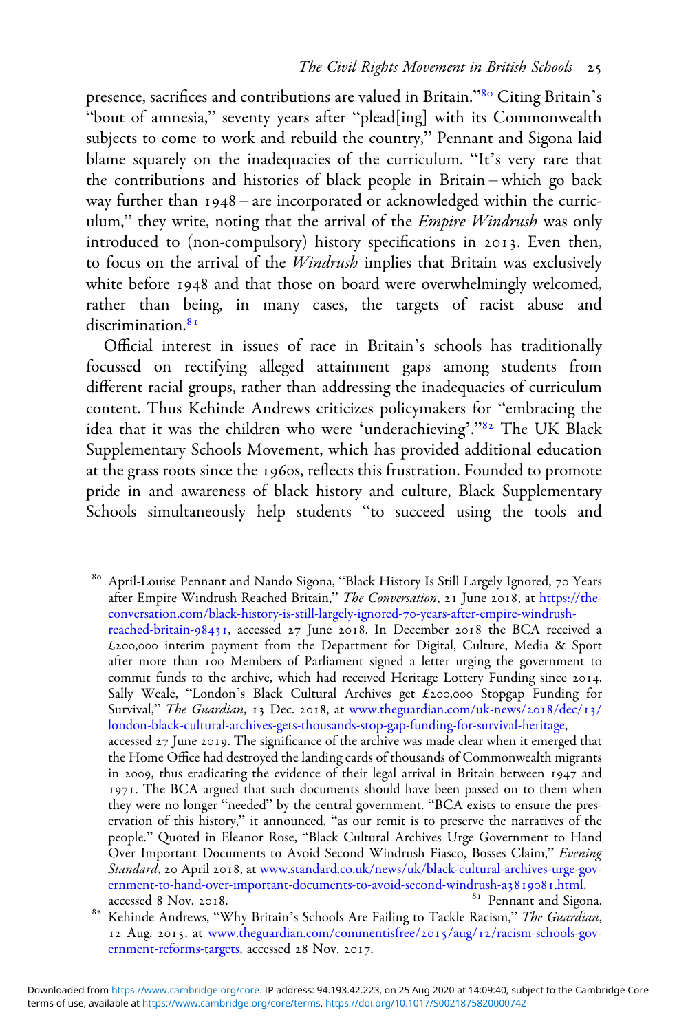presence, sacrifices and contributions are valued in Britain."[80] Citing Britain's "bout of amnesia," seventy years after "plead[ing] with its Commonwealth subjects to come to work and rebuild the country," Pennant and Sigona laid blame squarely on the inadequacies of the curriculum. "It's very rare that the contributions and histories of black people in Britain – which go back way further than 1948 – are incorporated or acknowledged within the curriculum," they write, noting that the arrival of the *Empire Windrush* was only introduced to (non-compulsory) history specifications in 2013. Even then, to focus on the arrival of the *Windrush* implies that Britain was exclusively white before 1948 and that those on board were overwhelmingly welcomed, rather than being, in many cases, the targets of racist abuse and discrimination.[81]

Official interest in issues of race in Britain's schools has traditionally focussed on rectifying alleged attainment gaps among students from different racial groups, rather than addressing the inadequacies of curriculum content. Thus Kehinde Andrews criticizes policymakers for "embracing the idea that it was the children who were 'underachieving'."[82] The UK Black Supplementary Schools Movement, which has provided additional education at the grass roots since the 1960s, reflects this frustration. Founded to promote pride in and awareness of black history and culture, Black Supplementary Schools simultaneously help students "to succeed using the tools and

[80] April-Louise Pennant and Nando Sigona, "Black History Is Still Largely Ignored, 70 Years after Empire Windrush Reached Britain," *The Conversation*, 21 June 2018, at https://theconversation.com/black-history-is-still-largely-ignored-70-years-after-empire-windrush-reached-britain-98431, accessed 27 June 2018. In December 2018 the BCA received a £200,000 interim payment from the Department for Digital, Culture, Media & Sport after more than 100 Members of Parliament signed a letter urging the government to commit funds to the archive, which had received Heritage Lottery Funding since 2014. Sally Weale, "London's Black Cultural Archives get £200,000 Stopgap Funding for Survival," *The Guardian*, 13 Dec. 2018, at www.theguardian.com/uk-news/2018/dec/13/london-black-cultural-archives-gets-thousands-stop-gap-funding-for-survival-heritage, accessed 27 June 2019. The significance of the archive was made clear when it emerged that the Home Office had destroyed the landing cards of thousands of Commonwealth migrants in 2009, thus eradicating the evidence of their legal arrival in Britain between 1947 and 1971. The BCA argued that such documents should have been passed on to them when they were no longer "needed" by the central government. "BCA exists to ensure the preservation of this history," it announced, "as our remit is to preserve the narratives of the people." Quoted in Eleanor Rose, "Black Cultural Archives Urge Government to Hand Over Important Documents to Avoid Second Windrush Fiasco, Bosses Claim," *Evening Standard*, 20 April 2018, at www.standard.co.uk/news/uk/black-cultural-archives-urge-government-to-hand-over-important-documents-to-avoid-second-windrush-a3819081.html, accessed 8 Nov. 2018.

[81] Pennant and Sigona.

[82] Kehinde Andrews, "Why Britain's Schools Are Failing to Tackle Racism," *The Guardian*, 12 Aug. 2015, at www.theguardian.com/commentisfree/2015/aug/12/racism-schools-government-reforms-targets, accessed 28 Nov. 2017.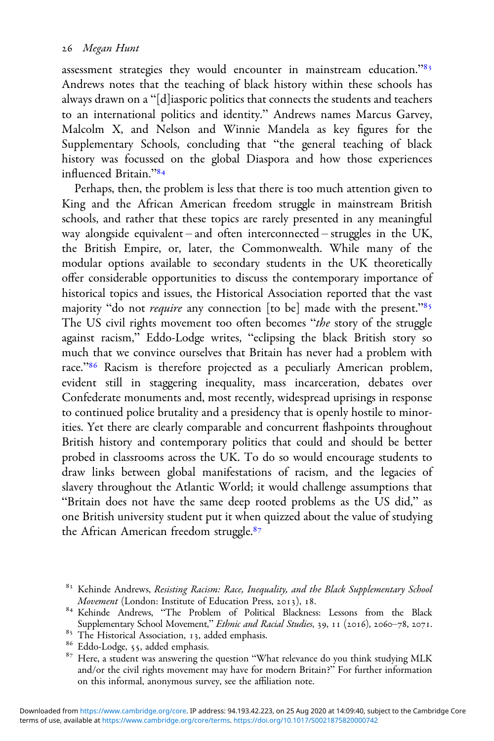assessment strategies they would encounter in mainstream education."[83] Andrews notes that the teaching of black history within these schools has always drawn on a "[d]iasporic politics that connects the students and teachers to an international politics and identity." Andrews names Marcus Garvey, Malcolm X, and Nelson and Winnie Mandela as key figures for the Supplementary Schools, concluding that "the general teaching of black history was focussed on the global Diaspora and how those experiences influenced Britain."[84]

Perhaps, then, the problem is less that there is too much attention given to King and the African American freedom struggle in mainstream British schools, and rather that these topics are rarely presented in any meaningful way alongside equivalent – and often interconnected – struggles in the UK, the British Empire, or, later, the Commonwealth. While many of the modular options available to secondary students in the UK theoretically offer considerable opportunities to discuss the contemporary importance of historical topics and issues, the Historical Association reported that the vast majority "do not *require* any connection [to be] made with the present."[85] The US civil rights movement too often becomes "*the* story of the struggle against racism," Eddo-Lodge writes, "eclipsing the black British story so much that we convince ourselves that Britain has never had a problem with race."[86] Racism is therefore projected as a peculiarly American problem, evident still in staggering inequality, mass incarceration, debates over Confederate monuments and, most recently, widespread uprisings in response to continued police brutality and a presidency that is openly hostile to minorities. Yet there are clearly comparable and concurrent flashpoints throughout British history and contemporary politics that could and should be better probed in classrooms across the UK. To do so would encourage students to draw links between global manifestations of racism, and the legacies of slavery throughout the Atlantic World; it would challenge assumptions that "Britain does not have the same deep rooted problems as the US did," as one British university student put it when quizzed about the value of studying the African American freedom struggle.[87]

[83] Kehinde Andrews, *Resisting Racism: Race, Inequality, and the Black Supplementary School Movement* (London: Institute of Education Press, 2013), 18.

[84] Kehinde Andrews, "The Problem of Political Blackness: Lessons from the Black Supplementary School Movement," *Ethnic and Racial Studies*, 39, 11 (2016), 2060–78, 2071.

[85] The Historical Association, 13, added emphasis.

[86] Eddo-Lodge, 55, added emphasis.

[87] Here, a student was answering the question "What relevance do you think studying MLK and/or the civil rights movement may have for modern Britain?" For further information on this informal, anonymous survey, see the affiliation note.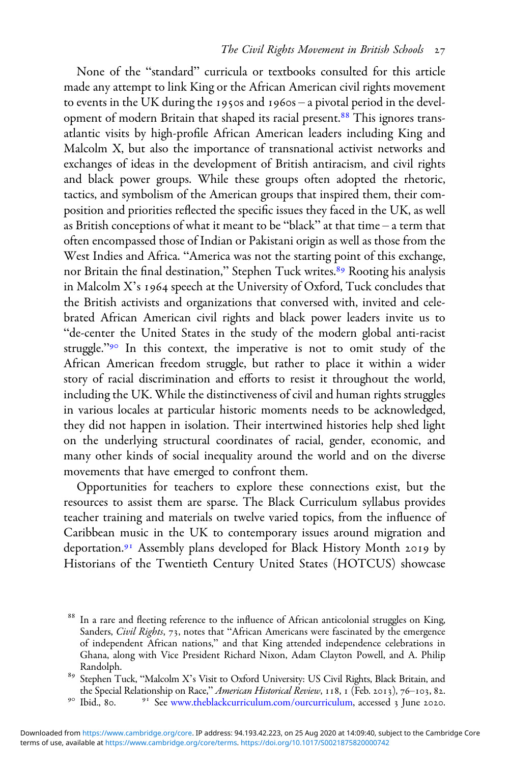None of the "standard" curricula or textbooks consulted for this article made any attempt to link King or the African American civil rights movement to events in the UK during the 1950s and 1960s – a pivotal period in the development of modern Britain that shaped its racial present.[88] This ignores transatlantic visits by high-profile African American leaders including King and Malcolm X, but also the importance of transnational activist networks and exchanges of ideas in the development of British antiracism, and civil rights and black power groups. While these groups often adopted the rhetoric, tactics, and symbolism of the American groups that inspired them, their composition and priorities reflected the specific issues they faced in the UK, as well as British conceptions of what it meant to be "black" at that time – a term that often encompassed those of Indian or Pakistani origin as well as those from the West Indies and Africa. "America was not the starting point of this exchange, nor Britain the final destination," Stephen Tuck writes.[89] Rooting his analysis in Malcolm X's 1964 speech at the University of Oxford, Tuck concludes that the British activists and organizations that conversed with, invited and celebrated African American civil rights and black power leaders invite us to "de-center the United States in the study of the modern global anti-racist struggle."[90] In this context, the imperative is not to omit study of the African American freedom struggle, but rather to place it within a wider story of racial discrimination and efforts to resist it throughout the world, including the UK. While the distinctiveness of civil and human rights struggles in various locales at particular historic moments needs to be acknowledged, they did not happen in isolation. Their intertwined histories help shed light on the underlying structural coordinates of racial, gender, economic, and many other kinds of social inequality around the world and on the diverse movements that have emerged to confront them.

Opportunities for teachers to explore these connections exist, but the resources to assist them are sparse. The Black Curriculum syllabus provides teacher training and materials on twelve varied topics, from the influence of Caribbean music in the UK to contemporary issues around migration and deportation.[91] Assembly plans developed for Black History Month 2019 by Historians of the Twentieth Century United States (HOTCUS) showcase

[88] In a rare and fleeting reference to the influence of African anticolonial struggles on King, Sanders, *Civil Rights*, 73, notes that "African Americans were fascinated by the emergence of independent African nations," and that King attended independence celebrations in Ghana, along with Vice President Richard Nixon, Adam Clayton Powell, and A. Philip Randolph.

[89] Stephen Tuck, "Malcolm X's Visit to Oxford University: US Civil Rights, Black Britain, and the Special Relationship on Race," *American Historical Review*, 118, 1 (Feb. 2013), 76–103, 82.

[90] Ibid., 80.

[91] See www.theblackcurriculum.com/ourcurriculum, accessed 3 June 2020.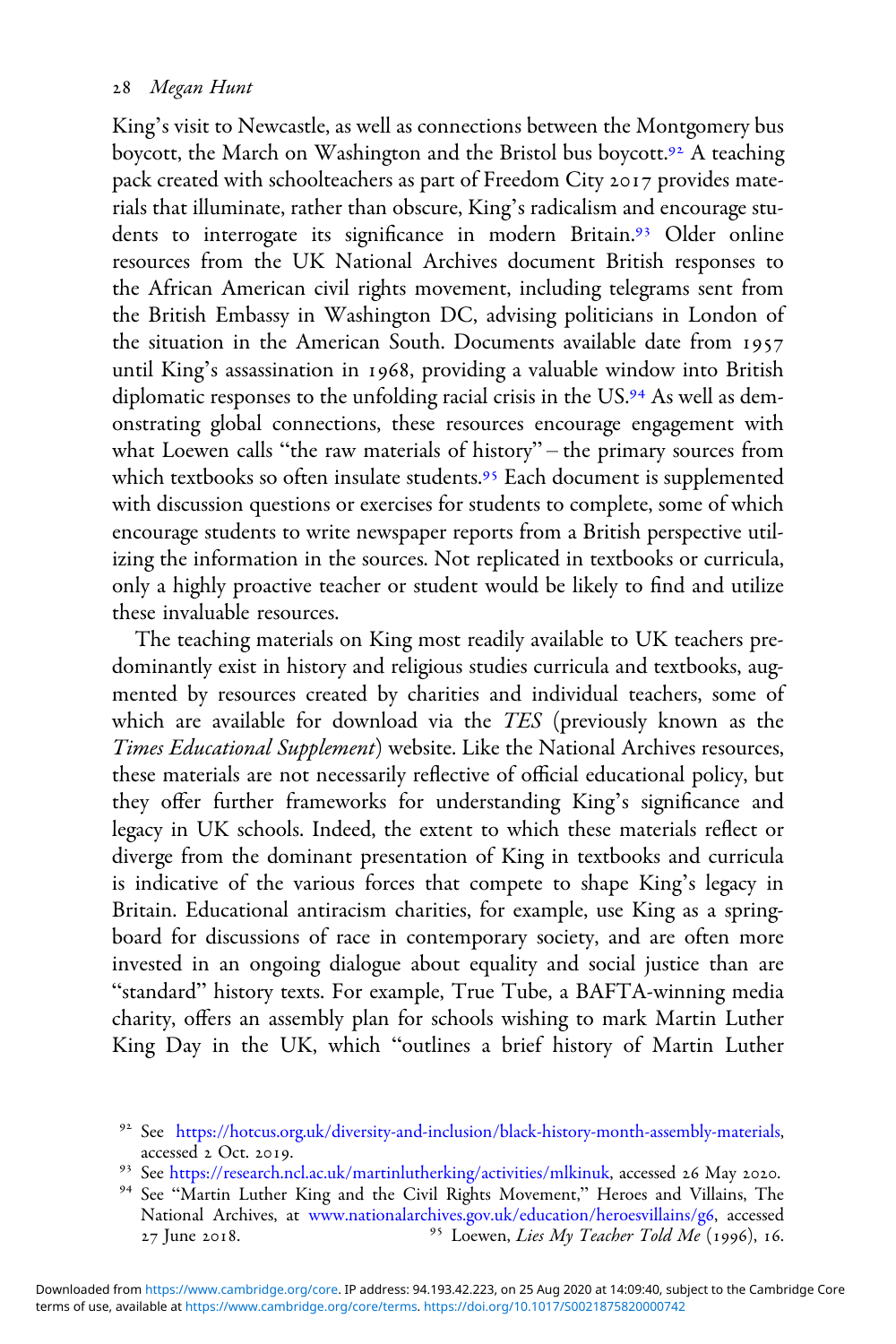King's visit to Newcastle, as well as connections between the Montgomery bus boycott, the March on Washington and the Bristol bus boycott.[92] A teaching pack created with schoolteachers as part of Freedom City 2017 provides materials that illuminate, rather than obscure, King's radicalism and encourage students to interrogate its significance in modern Britain.[93] Older online resources from the UK National Archives document British responses to the African American civil rights movement, including telegrams sent from the British Embassy in Washington DC, advising politicians in London of the situation in the American South. Documents available date from 1957 until King's assassination in 1968, providing a valuable window into British diplomatic responses to the unfolding racial crisis in the US.[94] As well as demonstrating global connections, these resources encourage engagement with what Loewen calls "the raw materials of history" – the primary sources from which textbooks so often insulate students.[95] Each document is supplemented with discussion questions or exercises for students to complete, some of which encourage students to write newspaper reports from a British perspective utilizing the information in the sources. Not replicated in textbooks or curricula, only a highly proactive teacher or student would be likely to find and utilize these invaluable resources.

The teaching materials on King most readily available to UK teachers predominantly exist in history and religious studies curricula and textbooks, augmented by resources created by charities and individual teachers, some of which are available for download via the *TES* (previously known as the *Times Educational Supplement*) website. Like the National Archives resources, these materials are not necessarily reflective of official educational policy, but they offer further frameworks for understanding King's significance and legacy in UK schools. Indeed, the extent to which these materials reflect or diverge from the dominant presentation of King in textbooks and curricula is indicative of the various forces that compete to shape King's legacy in Britain. Educational antiracism charities, for example, use King as a springboard for discussions of race in contemporary society, and are often more invested in an ongoing dialogue about equality and social justice than are "standard" history texts. For example, True Tube, a BAFTA-winning media charity, offers an assembly plan for schools wishing to mark Martin Luther King Day in the UK, which "outlines a brief history of Martin Luther

[92] See https://hotcus.org.uk/diversity-and-inclusion/black-history-month-assembly-materials, accessed 2 Oct. 2019.

[93] See https://research.ncl.ac.uk/martinlutherking/activities/mlkinuk, accessed 26 May 2020.

[94] See "Martin Luther King and the Civil Rights Movement," Heroes and Villains, The National Archives, at www.nationalarchives.gov.uk/education/heroesvillains/g6, accessed 27 June 2018.

[95] Loewen, *Lies My Teacher Told Me* (1996), 16.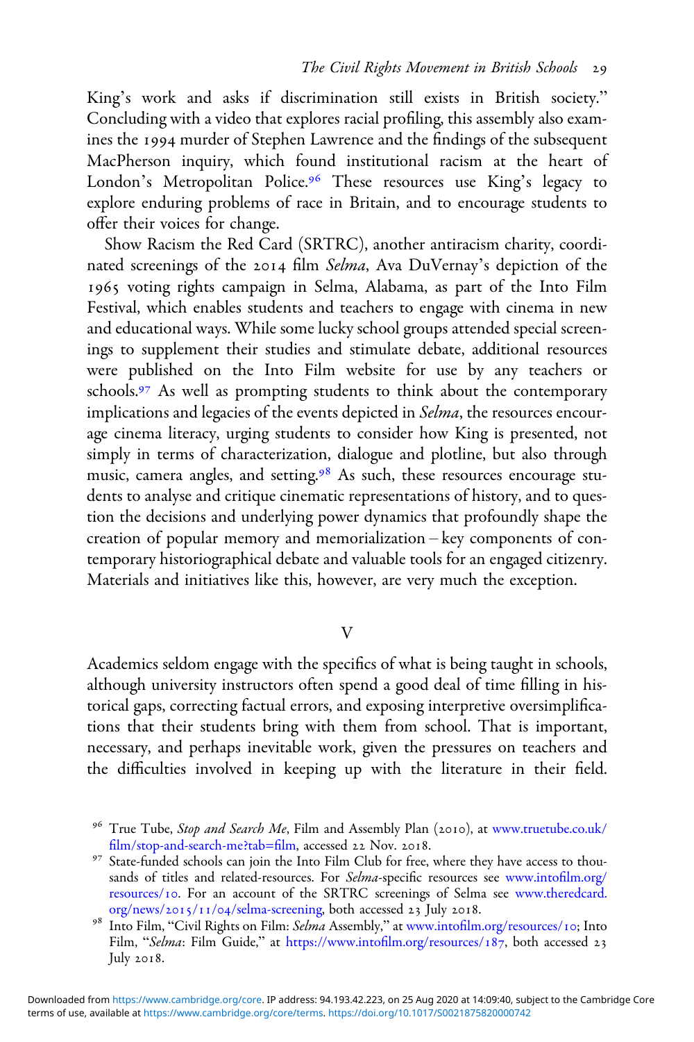King's work and asks if discrimination still exists in British society." Concluding with a video that explores racial profiling, this assembly also examines the 1994 murder of Stephen Lawrence and the findings of the subsequent MacPherson inquiry, which found institutional racism at the heart of London's Metropolitan Police.[96] These resources use King's legacy to explore enduring problems of race in Britain, and to encourage students to offer their voices for change.

Show Racism the Red Card (SRTRC), another antiracism charity, coordinated screenings of the 2014 film *Selma*, Ava DuVernay's depiction of the 1965 voting rights campaign in Selma, Alabama, as part of the Into Film Festival, which enables students and teachers to engage with cinema in new and educational ways. While some lucky school groups attended special screenings to supplement their studies and stimulate debate, additional resources were published on the Into Film website for use by any teachers or schools.[97] As well as prompting students to think about the contemporary implications and legacies of the events depicted in *Selma*, the resources encourage cinema literacy, urging students to consider how King is presented, not simply in terms of characterization, dialogue and plotline, but also through music, camera angles, and setting.[98] As such, these resources encourage students to analyse and critique cinematic representations of history, and to question the decisions and underlying power dynamics that profoundly shape the creation of popular memory and memorialization – key components of contemporary historiographical debate and valuable tools for an engaged citizenry. Materials and initiatives like this, however, are very much the exception.

## V

Academics seldom engage with the specifics of what is being taught in schools, although university instructors often spend a good deal of time filling in historical gaps, correcting factual errors, and exposing interpretive oversimplifications that their students bring with them from school. That is important, necessary, and perhaps inevitable work, given the pressures on teachers and the difficulties involved in keeping up with the literature in their field.

[96] True Tube, *Stop and Search Me*, Film and Assembly Plan (2010), at www.truetube.co.uk/film/stop-and-search-me?tab=film, accessed 22 Nov. 2018.

[97] State-funded schools can join the Into Film Club for free, where they have access to thousands of titles and related-resources. For *Selma*-specific resources see www.intofilm.org/resources/10. For an account of the SRTRC screenings of Selma see www.theredcard.org/news/2015/11/04/selma-screening, both accessed 23 July 2018.

[98] Into Film, "Civil Rights on Film: *Selma* Assembly," at www.intofilm.org/resources/10; Into Film, "*Selma*: Film Guide," at https://www.intofilm.org/resources/187, both accessed 23 July 2018.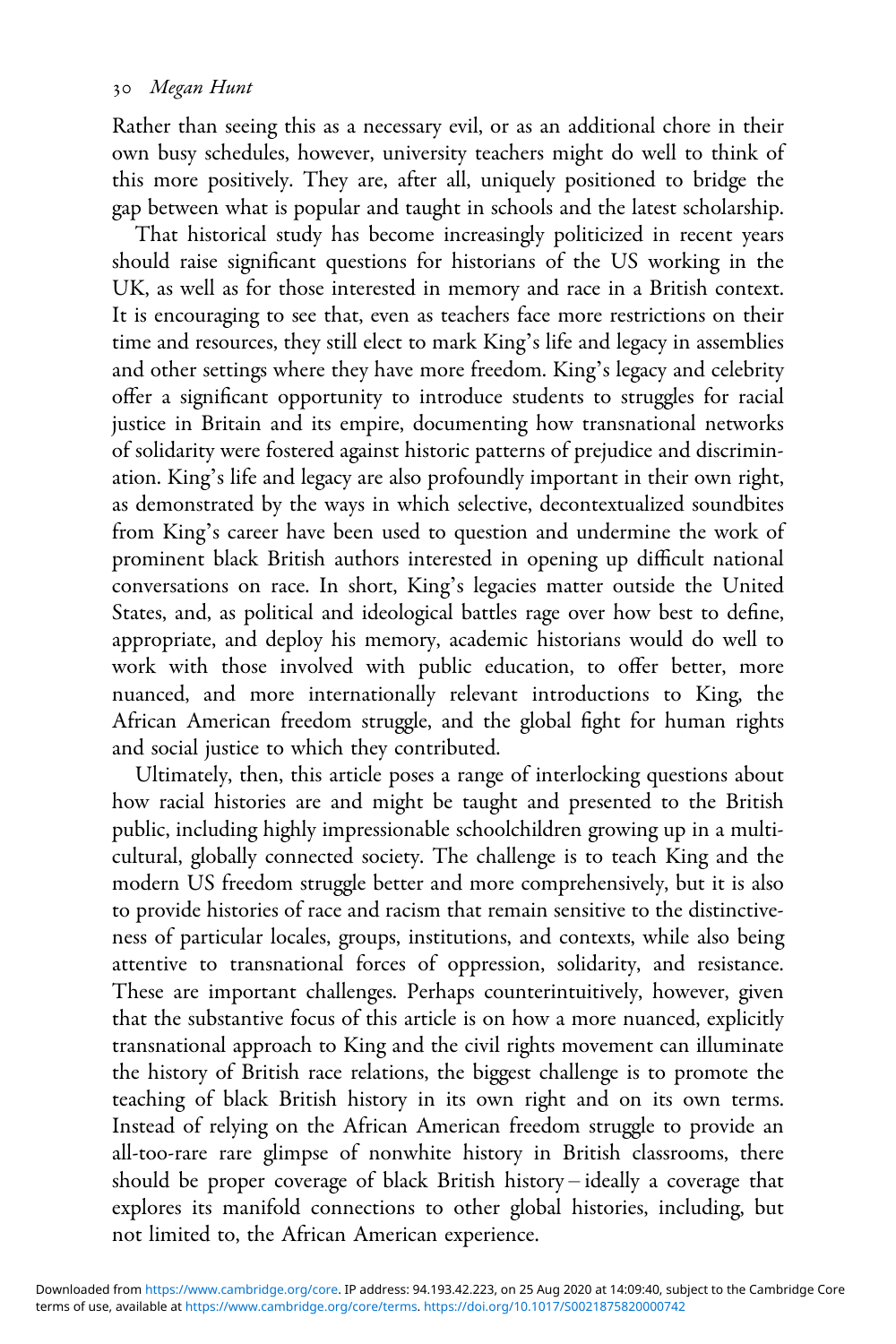Rather than seeing this as a necessary evil, or as an additional chore in their own busy schedules, however, university teachers might do well to think of this more positively. They are, after all, uniquely positioned to bridge the gap between what is popular and taught in schools and the latest scholarship.

That historical study has become increasingly politicized in recent years should raise significant questions for historians of the US working in the UK, as well as for those interested in memory and race in a British context. It is encouraging to see that, even as teachers face more restrictions on their time and resources, they still elect to mark King's life and legacy in assemblies and other settings where they have more freedom. King's legacy and celebrity offer a significant opportunity to introduce students to struggles for racial justice in Britain and its empire, documenting how transnational networks of solidarity were fostered against historic patterns of prejudice and discrimination. King's life and legacy are also profoundly important in their own right, as demonstrated by the ways in which selective, decontextualized soundbites from King's career have been used to question and undermine the work of prominent black British authors interested in opening up difficult national conversations on race. In short, King's legacies matter outside the United States, and, as political and ideological battles rage over how best to define, appropriate, and deploy his memory, academic historians would do well to work with those involved with public education, to offer better, more nuanced, and more internationally relevant introductions to King, the African American freedom struggle, and the global fight for human rights and social justice to which they contributed.

Ultimately, then, this article poses a range of interlocking questions about how racial histories are and might be taught and presented to the British public, including highly impressionable schoolchildren growing up in a multicultural, globally connected society. The challenge is to teach King and the modern US freedom struggle better and more comprehensively, but it is also to provide histories of race and racism that remain sensitive to the distinctiveness of particular locales, groups, institutions, and contexts, while also being attentive to transnational forces of oppression, solidarity, and resistance. These are important challenges. Perhaps counterintuitively, however, given that the substantive focus of this article is on how a more nuanced, explicitly transnational approach to King and the civil rights movement can illuminate the history of British race relations, the biggest challenge is to promote the teaching of black British history in its own right and on its own terms. Instead of relying on the African American freedom struggle to provide an all-too-rare rare glimpse of nonwhite history in British classrooms, there should be proper coverage of black British history – ideally a coverage that explores its manifold connections to other global histories, including, but not limited to, the African American experience.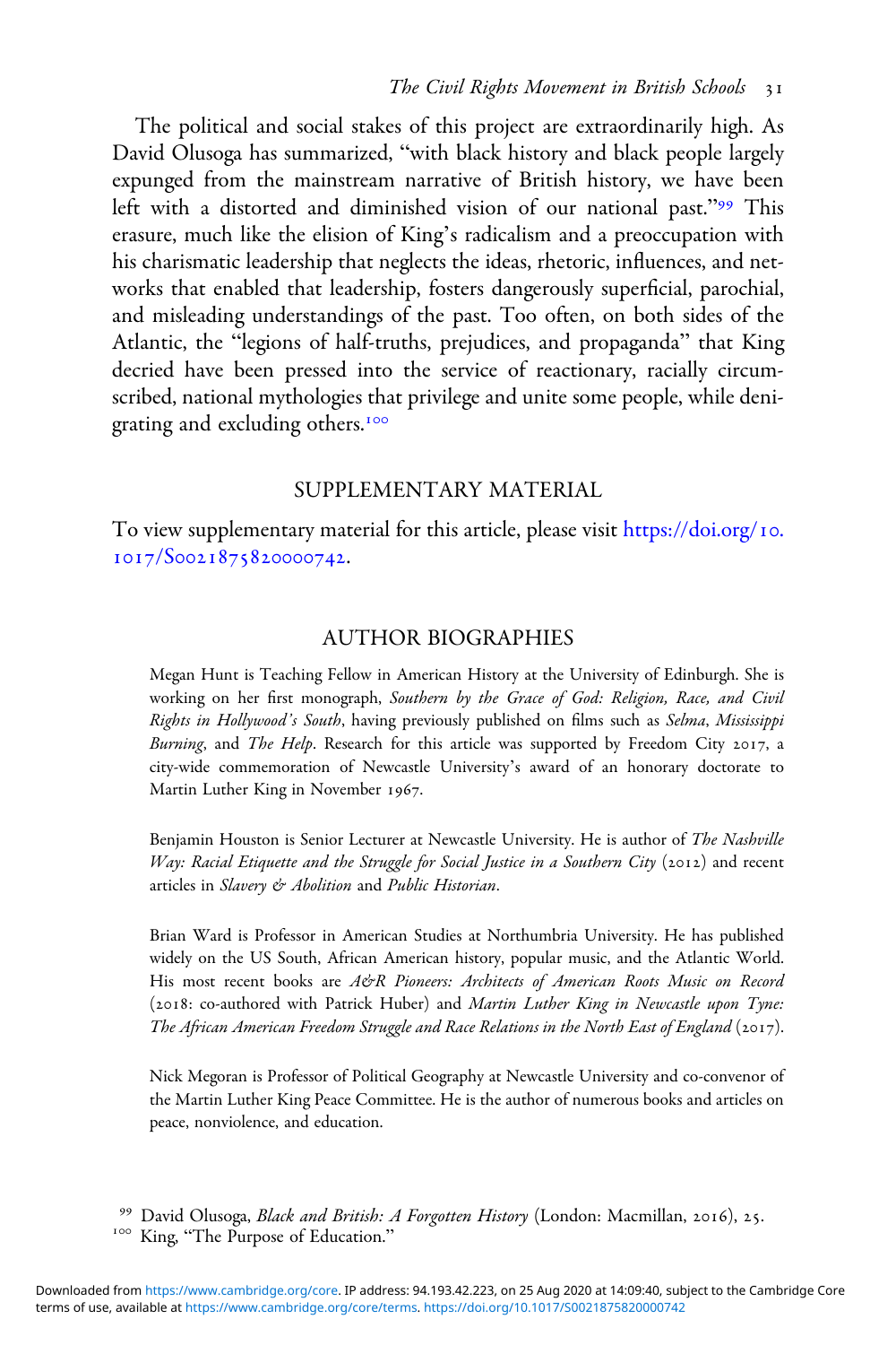The political and social stakes of this project are extraordinarily high. As David Olusoga has summarized, "with black history and black people largely expunged from the mainstream narrative of British history, we have been left with a distorted and diminished vision of our national past."[99] This erasure, much like the elision of King's radicalism and a preoccupation with his charismatic leadership that neglects the ideas, rhetoric, influences, and networks that enabled that leadership, fosters dangerously superficial, parochial, and misleading understandings of the past. Too often, on both sides of the Atlantic, the "legions of half-truths, prejudices, and propaganda" that King decried have been pressed into the service of reactionary, racially circumscribed, national mythologies that privilege and unite some people, while denigrating and excluding others.[100]

## SUPPLEMENTARY MATERIAL

To view supplementary material for this article, please visit https://doi.org/10.1017/S0021875820000742.

## AUTHOR BIOGRAPHIES

Megan Hunt is Teaching Fellow in American History at the University of Edinburgh. She is working on her first monograph, *Southern by the Grace of God: Religion, Race, and Civil Rights in Hollywood's South*, having previously published on films such as *Selma*, *Mississippi Burning*, and *The Help*. Research for this article was supported by Freedom City 2017, a city-wide commemoration of Newcastle University's award of an honorary doctorate to Martin Luther King in November 1967.

Benjamin Houston is Senior Lecturer at Newcastle University. He is author of *The Nashville Way: Racial Etiquette and the Struggle for Social Justice in a Southern City* (2012) and recent articles in *Slavery & Abolition* and *Public Historian*.

Brian Ward is Professor in American Studies at Northumbria University. He has published widely on the US South, African American history, popular music, and the Atlantic World. His most recent books are *A&R Pioneers: Architects of American Roots Music on Record* (2018: co-authored with Patrick Huber) and *Martin Luther King in Newcastle upon Tyne: The African American Freedom Struggle and Race Relations in the North East of England* (2017).

Nick Megoran is Professor of Political Geography at Newcastle University and co-convenor of the Martin Luther King Peace Committee. He is the author of numerous books and articles on peace, nonviolence, and education.

[99] David Olusoga, *Black and British: A Forgotten History* (London: Macmillan, 2016), 25.
[100] King, "The Purpose of Education."